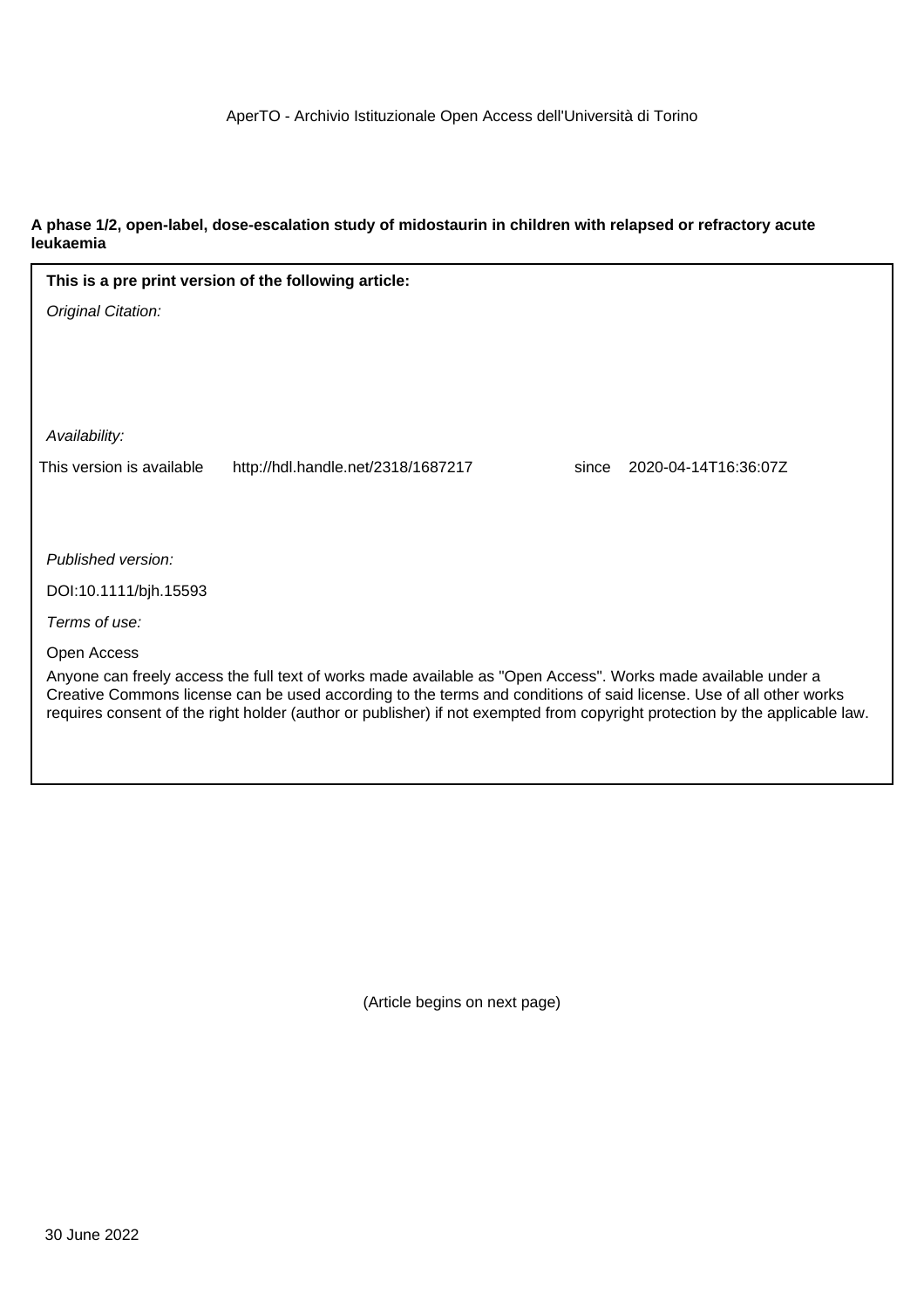AperTO - Archivio Istituzionale Open Access dell'Università di Torino

**A phase 1/2, open-label, dose-escalation study of midostaurin in children with relapsed or refractory acute leukaemia**

**This is a pre print version of the following article:**

*Original Citation:*

*Availability:*

This version is available http://hdl.handle.net/2318/1687217 since 2020-04-14T16:36:07Z

*Published version:*

DOI:10.1111/bjh.15593

*Terms of use:*

Open Access

Anyone can freely access the full text of works made available as "Open Access". Works made available under a Creative Commons license can be used according to the terms and conditions of said license. Use of all other works requires consent of the right holder (author or publisher) if not exempted from copyright protection by the applicable law.

(Article begins on next page)

30 June 2022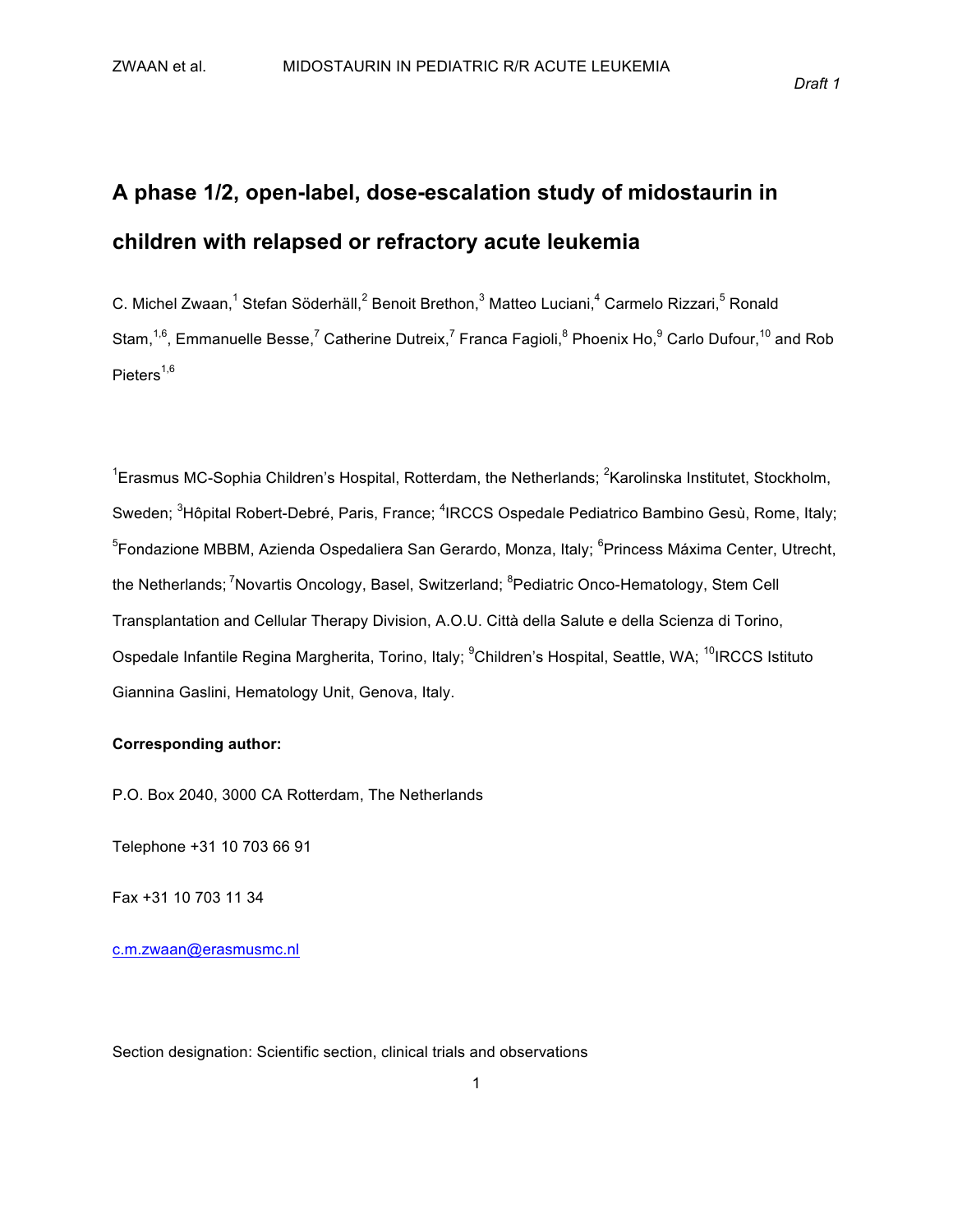*Draft 1*

# A phase 1/2, open-label, dose-escalation study of midostaurin in children with relapsed or refractory acute leukemia

C. Michel Zwaan,[1] Stefan Söderhäll,[2] Benoit Brethon,[3] Matteo Luciani,[4] Carmelo Rizzari,[5] Ronald Stam,[1,6], Emmanuelle Besse,[7] Catherine Dutreix,[7] Franca Fagioli,[8] Phoenix Ho,[9] Carlo Dufour,[10] and Rob Pieters[1,6]

[1]Erasmus MC-Sophia Children's Hospital, Rotterdam, the Netherlands; [2]Karolinska Institutet, Stockholm, Sweden; [3]Hôpital Robert-Debré, Paris, France; [4]IRCCS Ospedale Pediatrico Bambino Gesù, Rome, Italy; [5]Fondazione MBBM, Azienda Ospedaliera San Gerardo, Monza, Italy; [6]Princess Máxima Center, Utrecht, the Netherlands; [7]Novartis Oncology, Basel, Switzerland; [8]Pediatric Onco-Hematology, Stem Cell Transplantation and Cellular Therapy Division, A.O.U. Città della Salute e della Scienza di Torino, Ospedale Infantile Regina Margherita, Torino, Italy; [9]Children's Hospital, Seattle, WA; [10]IRCCS Istituto Giannina Gaslini, Hematology Unit, Genova, Italy.

**Corresponding author:**

P.O. Box 2040, 3000 CA Rotterdam, The Netherlands

Telephone +31 10 703 66 91

Fax +31 10 703 11 34

c.m.zwaan@erasmusmc.nl

Section designation: Scientific section, clinical trials and observations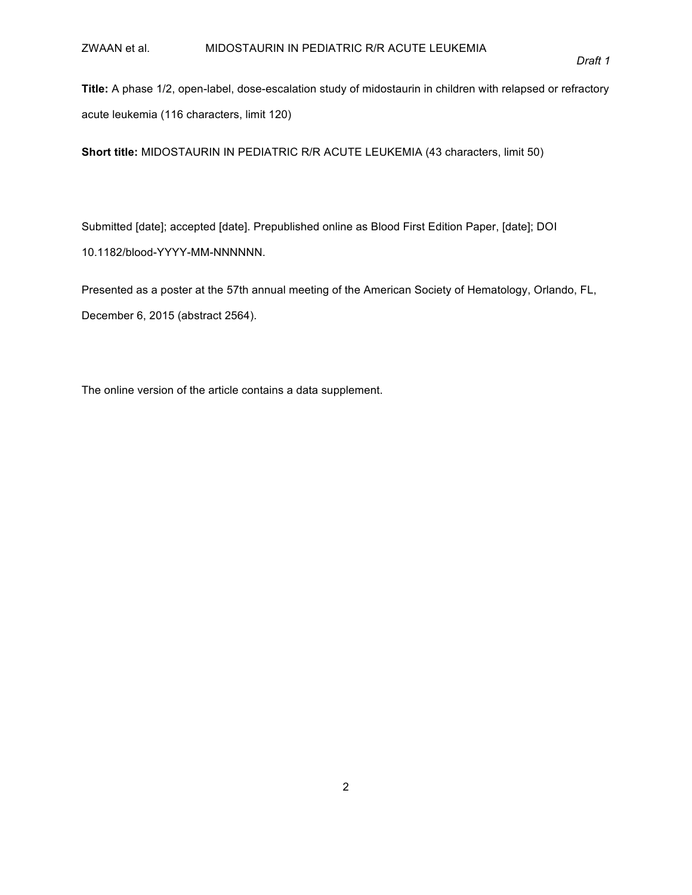**Title:** A phase 1/2, open-label, dose-escalation study of midostaurin in children with relapsed or refractory acute leukemia (116 characters, limit 120)

**Short title:** MIDOSTAURIN IN PEDIATRIC R/R ACUTE LEUKEMIA (43 characters, limit 50)

Submitted [date]; accepted [date]. Prepublished online as Blood First Edition Paper, [date]; DOI 10.1182/blood-YYYY-MM-NNNNNN.

Presented as a poster at the 57th annual meeting of the American Society of Hematology, Orlando, FL, December 6, 2015 (abstract 2564).

The online version of the article contains a data supplement.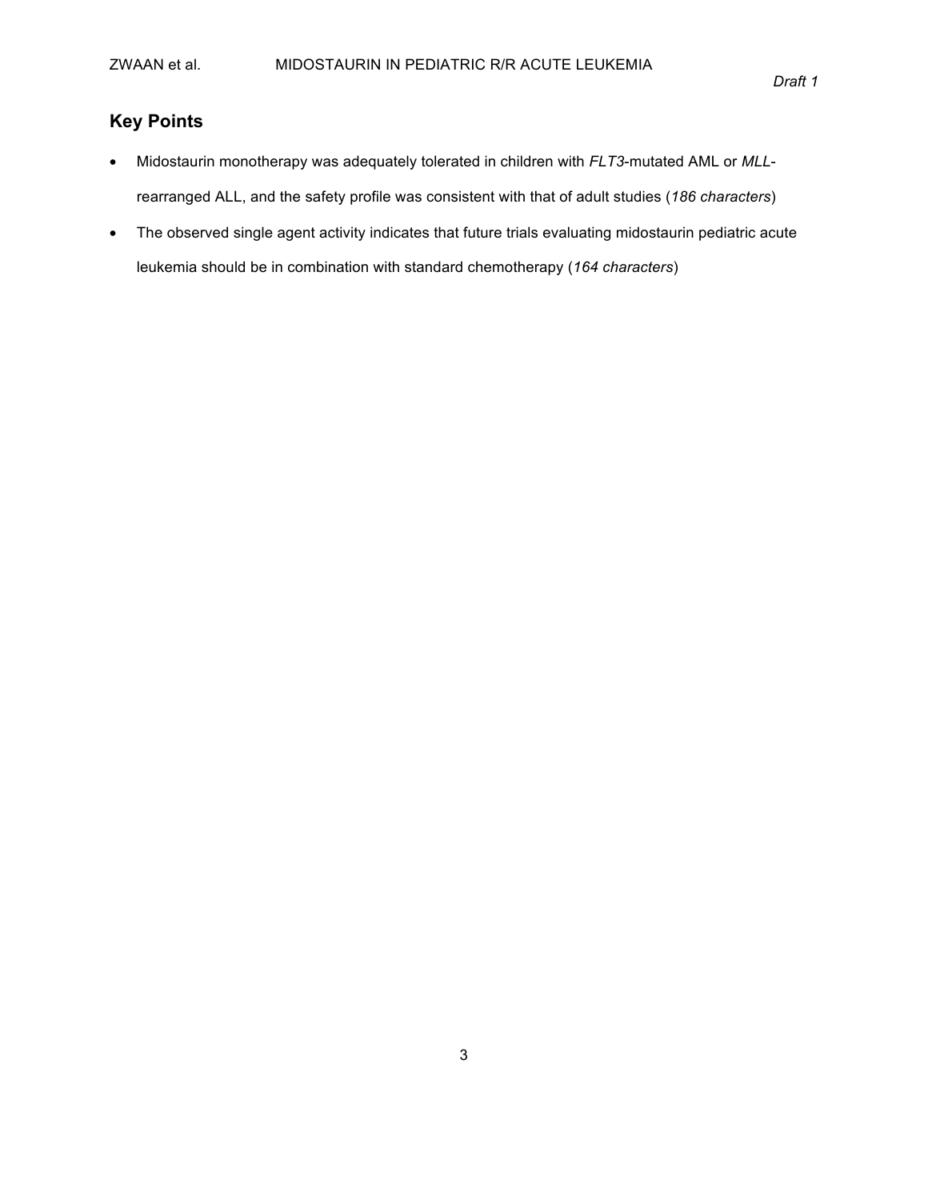## Key Points

- Midostaurin monotherapy was adequately tolerated in children with *FLT3*-mutated AML or *MLL*-rearranged ALL, and the safety profile was consistent with that of adult studies (*186 characters*)
- The observed single agent activity indicates that future trials evaluating midostaurin pediatric acute leukemia should be in combination with standard chemotherapy (*164 characters*)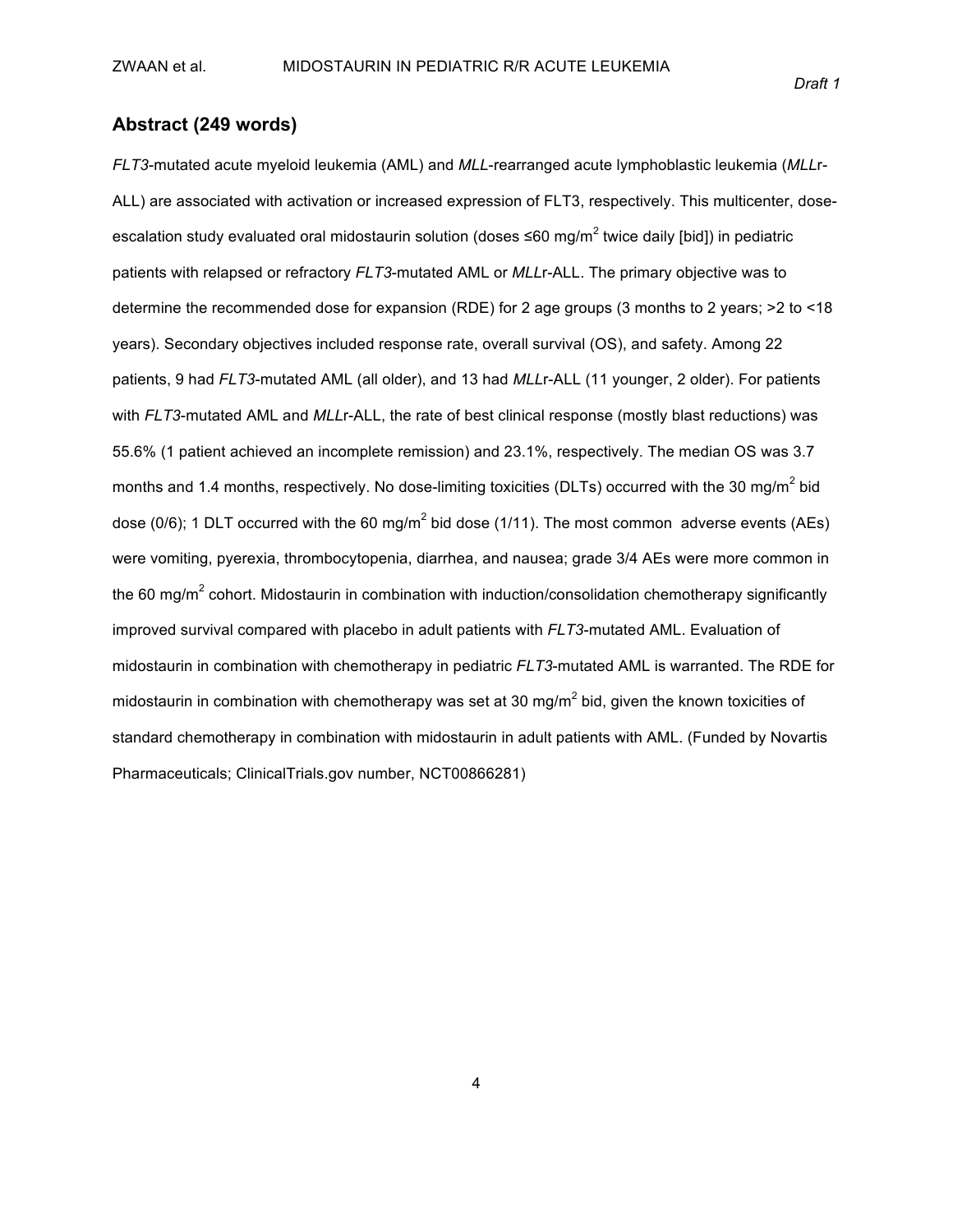## Abstract (249 words)

*FLT3*-mutated acute myeloid leukemia (AML) and *MLL*-rearranged acute lymphoblastic leukemia (*MLL*r-ALL) are associated with activation or increased expression of FLT3, respectively. This multicenter, dose-escalation study evaluated oral midostaurin solution (doses ≤60 mg/m$^2$ twice daily [bid]) in pediatric patients with relapsed or refractory *FLT3*-mutated AML or *MLL*r-ALL. The primary objective was to determine the recommended dose for expansion (RDE) for 2 age groups (3 months to 2 years; >2 to <18 years). Secondary objectives included response rate, overall survival (OS), and safety. Among 22 patients, 9 had *FLT3*-mutated AML (all older), and 13 had *MLL*r-ALL (11 younger, 2 older). For patients with *FLT3*-mutated AML and *MLL*r-ALL, the rate of best clinical response (mostly blast reductions) was 55.6% (1 patient achieved an incomplete remission) and 23.1%, respectively. The median OS was 3.7 months and 1.4 months, respectively. No dose-limiting toxicities (DLTs) occurred with the 30 mg/m$^2$ bid dose (0/6); 1 DLT occurred with the 60 mg/m$^2$ bid dose (1/11). The most common adverse events (AEs) were vomiting, pyerexia, thrombocytopenia, diarrhea, and nausea; grade 3/4 AEs were more common in the 60 mg/m$^2$ cohort. Midostaurin in combination with induction/consolidation chemotherapy significantly improved survival compared with placebo in adult patients with *FLT3*-mutated AML. Evaluation of midostaurin in combination with chemotherapy in pediatric *FLT3*-mutated AML is warranted. The RDE for midostaurin in combination with chemotherapy was set at 30 mg/m$^2$ bid, given the known toxicities of standard chemotherapy in combination with midostaurin in adult patients with AML. (Funded by Novartis Pharmaceuticals; ClinicalTrials.gov number, NCT00866281)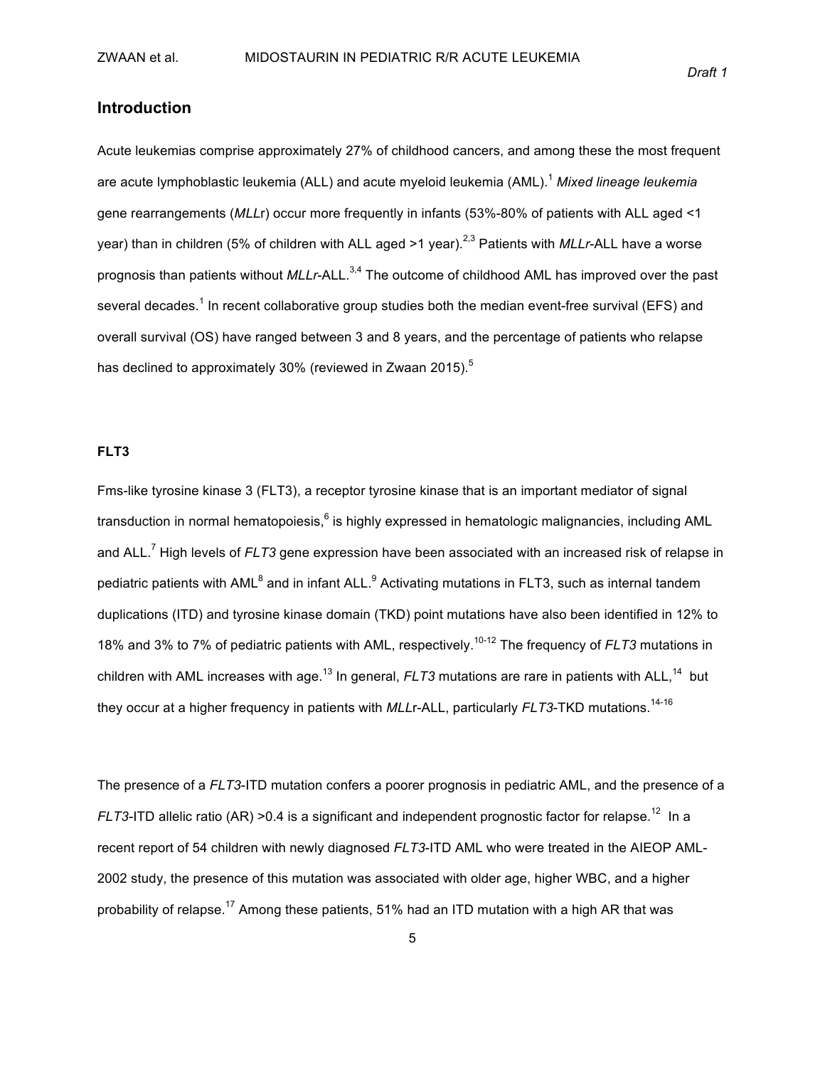## Introduction

Acute leukemias comprise approximately 27% of childhood cancers, and among these the most frequent are acute lymphoblastic leukemia (ALL) and acute myeloid leukemia (AML).[1] *Mixed lineage leukemia* gene rearrangements (*MLL*r) occur more frequently in infants (53%-80% of patients with ALL aged <1 year) than in children (5% of children with ALL aged >1 year).[2,3] Patients with *MLLr*-ALL have a worse prognosis than patients without *MLLr*-ALL.[3,4] The outcome of childhood AML has improved over the past several decades.[1] In recent collaborative group studies both the median event-free survival (EFS) and overall survival (OS) have ranged between 3 and 8 years, and the percentage of patients who relapse has declined to approximately 30% (reviewed in Zwaan 2015).[5]

### FLT3

Fms-like tyrosine kinase 3 (FLT3), a receptor tyrosine kinase that is an important mediator of signal transduction in normal hematopoiesis,[6] is highly expressed in hematologic malignancies, including AML and ALL.[7] High levels of *FLT3* gene expression have been associated with an increased risk of relapse in pediatric patients with AML[8] and in infant ALL.[9] Activating mutations in FLT3, such as internal tandem duplications (ITD) and tyrosine kinase domain (TKD) point mutations have also been identified in 12% to 18% and 3% to 7% of pediatric patients with AML, respectively.[10-12] The frequency of *FLT3* mutations in children with AML increases with age.[13] In general, *FLT3* mutations are rare in patients with ALL,[14] but they occur at a higher frequency in patients with *MLL*r-ALL, particularly *FLT3*-TKD mutations.[14-16]

The presence of a *FLT3*-ITD mutation confers a poorer prognosis in pediatric AML, and the presence of a *FLT3*-ITD allelic ratio (AR) >0.4 is a significant and independent prognostic factor for relapse.[12] In a recent report of 54 children with newly diagnosed *FLT3*-ITD AML who were treated in the AIEOP AML-2002 study, the presence of this mutation was associated with older age, higher WBC, and a higher probability of relapse.[17] Among these patients, 51% had an ITD mutation with a high AR that was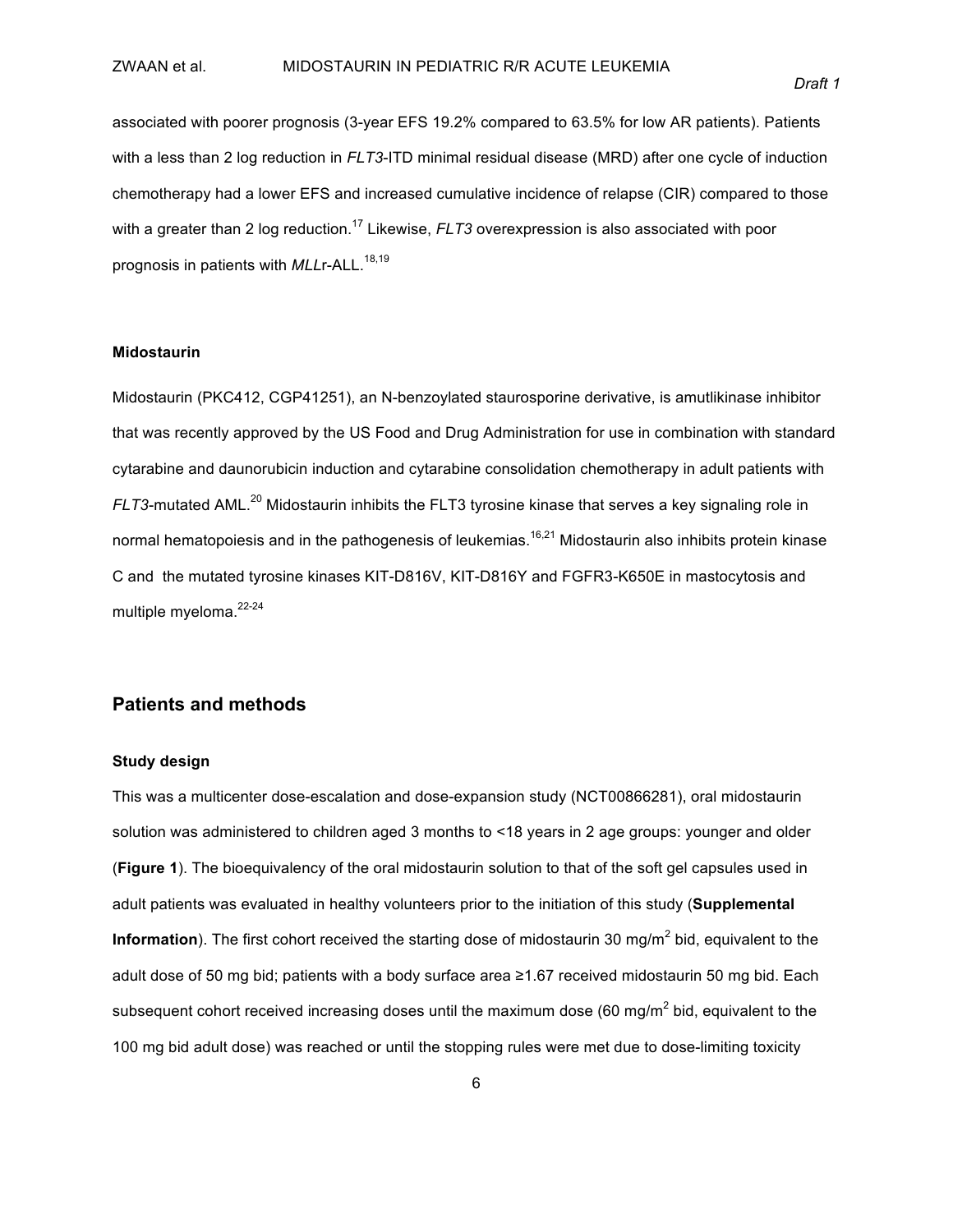associated with poorer prognosis (3-year EFS 19.2% compared to 63.5% for low AR patients). Patients with a less than 2 log reduction in *FLT3*-ITD minimal residual disease (MRD) after one cycle of induction chemotherapy had a lower EFS and increased cumulative incidence of relapse (CIR) compared to those with a greater than 2 log reduction.[17] Likewise, *FLT3* overexpression is also associated with poor prognosis in patients with *MLL*r-ALL.[18,19]

#### Midostaurin

Midostaurin (PKC412, CGP41251), an N-benzoylated staurosporine derivative, is amutlikinase inhibitor that was recently approved by the US Food and Drug Administration for use in combination with standard cytarabine and daunorubicin induction and cytarabine consolidation chemotherapy in adult patients with *FLT3*-mutated AML.[20] Midostaurin inhibits the FLT3 tyrosine kinase that serves a key signaling role in normal hematopoiesis and in the pathogenesis of leukemias.[16,21] Midostaurin also inhibits protein kinase C and the mutated tyrosine kinases KIT-D816V, KIT-D816Y and FGFR3-K650E in mastocytosis and multiple myeloma.[22-24]

## Patients and methods

#### Study design

This was a multicenter dose-escalation and dose-expansion study (NCT00866281), oral midostaurin solution was administered to children aged 3 months to <18 years in 2 age groups: younger and older (**Figure 1**). The bioequivalency of the oral midostaurin solution to that of the soft gel capsules used in adult patients was evaluated in healthy volunteers prior to the initiation of this study (**Supplemental Information**). The first cohort received the starting dose of midostaurin 30 mg/m$^2$ bid, equivalent to the adult dose of 50 mg bid; patients with a body surface area ≥1.67 received midostaurin 50 mg bid. Each subsequent cohort received increasing doses until the maximum dose (60 mg/m$^2$ bid, equivalent to the 100 mg bid adult dose) was reached or until the stopping rules were met due to dose-limiting toxicity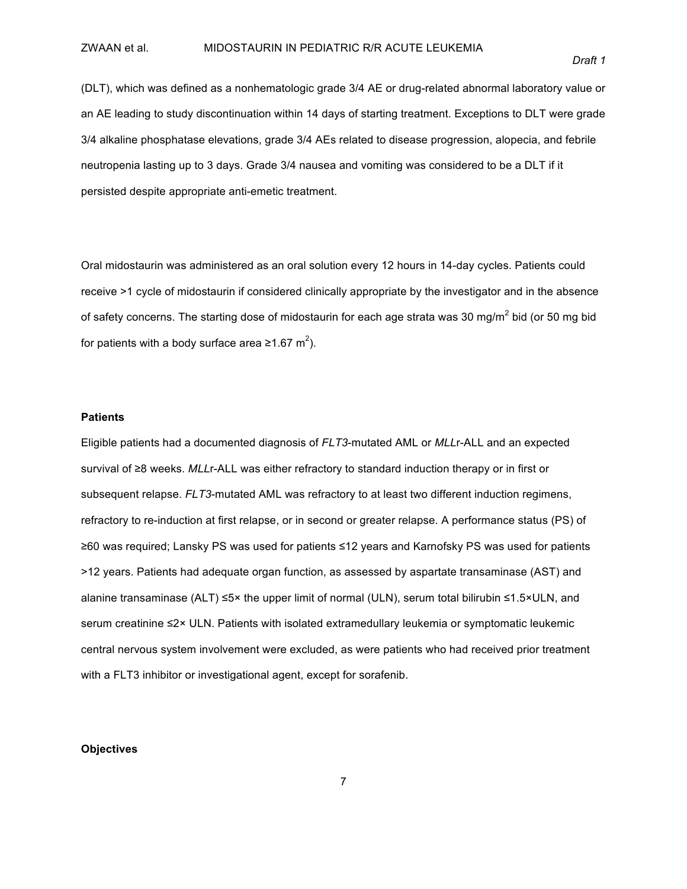(DLT), which was defined as a nonhematologic grade 3/4 AE or drug-related abnormal laboratory value or an AE leading to study discontinuation within 14 days of starting treatment. Exceptions to DLT were grade 3/4 alkaline phosphatase elevations, grade 3/4 AEs related to disease progression, alopecia, and febrile neutropenia lasting up to 3 days. Grade 3/4 nausea and vomiting was considered to be a DLT if it persisted despite appropriate anti-emetic treatment.

Oral midostaurin was administered as an oral solution every 12 hours in 14-day cycles. Patients could receive >1 cycle of midostaurin if considered clinically appropriate by the investigator and in the absence of safety concerns. The starting dose of midostaurin for each age strata was 30 mg/m$^2$ bid (or 50 mg bid for patients with a body surface area ≥1.67 m$^2$).

### Patients

Eligible patients had a documented diagnosis of *FLT3*-mutated AML or *MLL*r-ALL and an expected survival of ≥8 weeks. *MLL*r-ALL was either refractory to standard induction therapy or in first or subsequent relapse. *FLT3*-mutated AML was refractory to at least two different induction regimens, refractory to re-induction at first relapse, or in second or greater relapse. A performance status (PS) of ≥60 was required; Lansky PS was used for patients ≤12 years and Karnofsky PS was used for patients >12 years. Patients had adequate organ function, as assessed by aspartate transaminase (AST) and alanine transaminase (ALT) ≤5× the upper limit of normal (ULN), serum total bilirubin ≤1.5×ULN, and serum creatinine ≤2× ULN. Patients with isolated extramedullary leukemia or symptomatic leukemic central nervous system involvement were excluded, as were patients who had received prior treatment with a FLT3 inhibitor or investigational agent, except for sorafenib.

### Objectives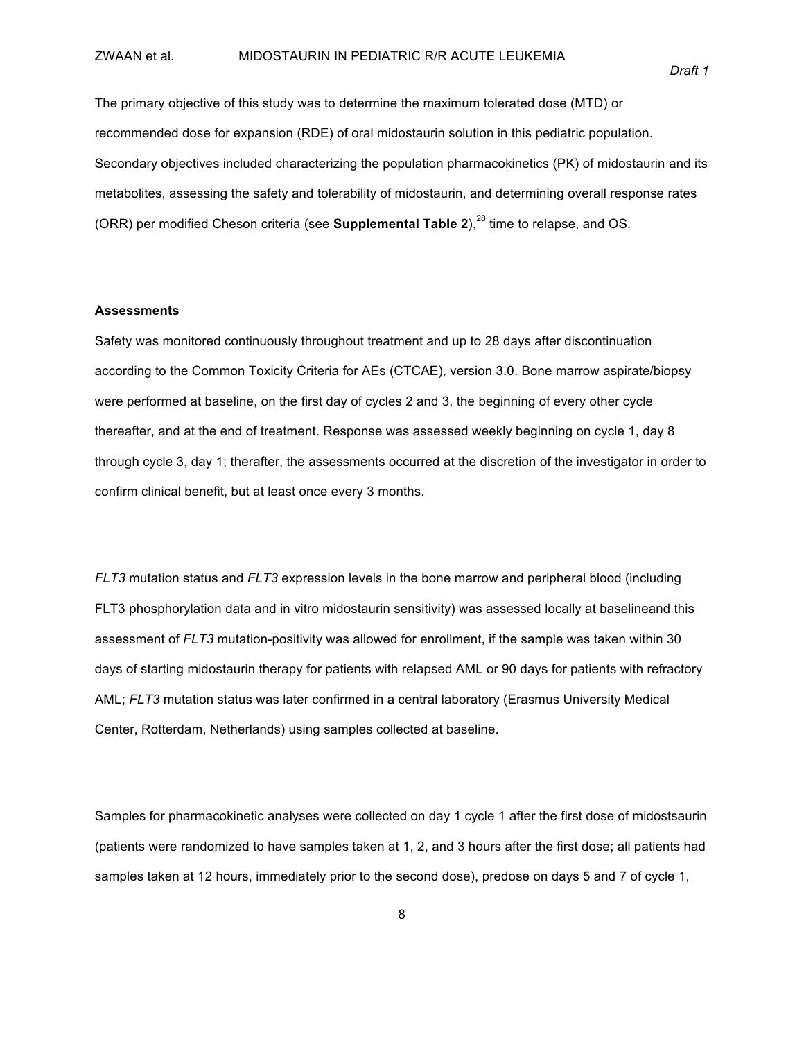The primary objective of this study was to determine the maximum tolerated dose (MTD) or recommended dose for expansion (RDE) of oral midostaurin solution in this pediatric population. Secondary objectives included characterizing the population pharmacokinetics (PK) of midostaurin and its metabolites, assessing the safety and tolerability of midostaurin, and determining overall response rates (ORR) per modified Cheson criteria (see **Supplemental Table 2**),[28] time to relapse, and OS.

**Assessments**

Safety was monitored continuously throughout treatment and up to 28 days after discontinuation according to the Common Toxicity Criteria for AEs (CTCAE), version 3.0. Bone marrow aspirate/biopsy were performed at baseline, on the first day of cycles 2 and 3, the beginning of every other cycle thereafter, and at the end of treatment. Response was assessed weekly beginning on cycle 1, day 8 through cycle 3, day 1; therafter, the assessments occurred at the discretion of the investigator in order to confirm clinical benefit, but at least once every 3 months.

*FLT3* mutation status and *FLT3* expression levels in the bone marrow and peripheral blood (including FLT3 phosphorylation data and in vitro midostaurin sensitivity) was assessed locally at baselineand this assessment of *FLT3* mutation-positivity was allowed for enrollment, if the sample was taken within 30 days of starting midostaurin therapy for patients with relapsed AML or 90 days for patients with refractory AML; *FLT3* mutation status was later confirmed in a central laboratory (Erasmus University Medical Center, Rotterdam, Netherlands) using samples collected at baseline.

Samples for pharmacokinetic analyses were collected on day 1 cycle 1 after the first dose of midostsaurin (patients were randomized to have samples taken at 1, 2, and 3 hours after the first dose; all patients had samples taken at 12 hours, immediately prior to the second dose), predose on days 5 and 7 of cycle 1,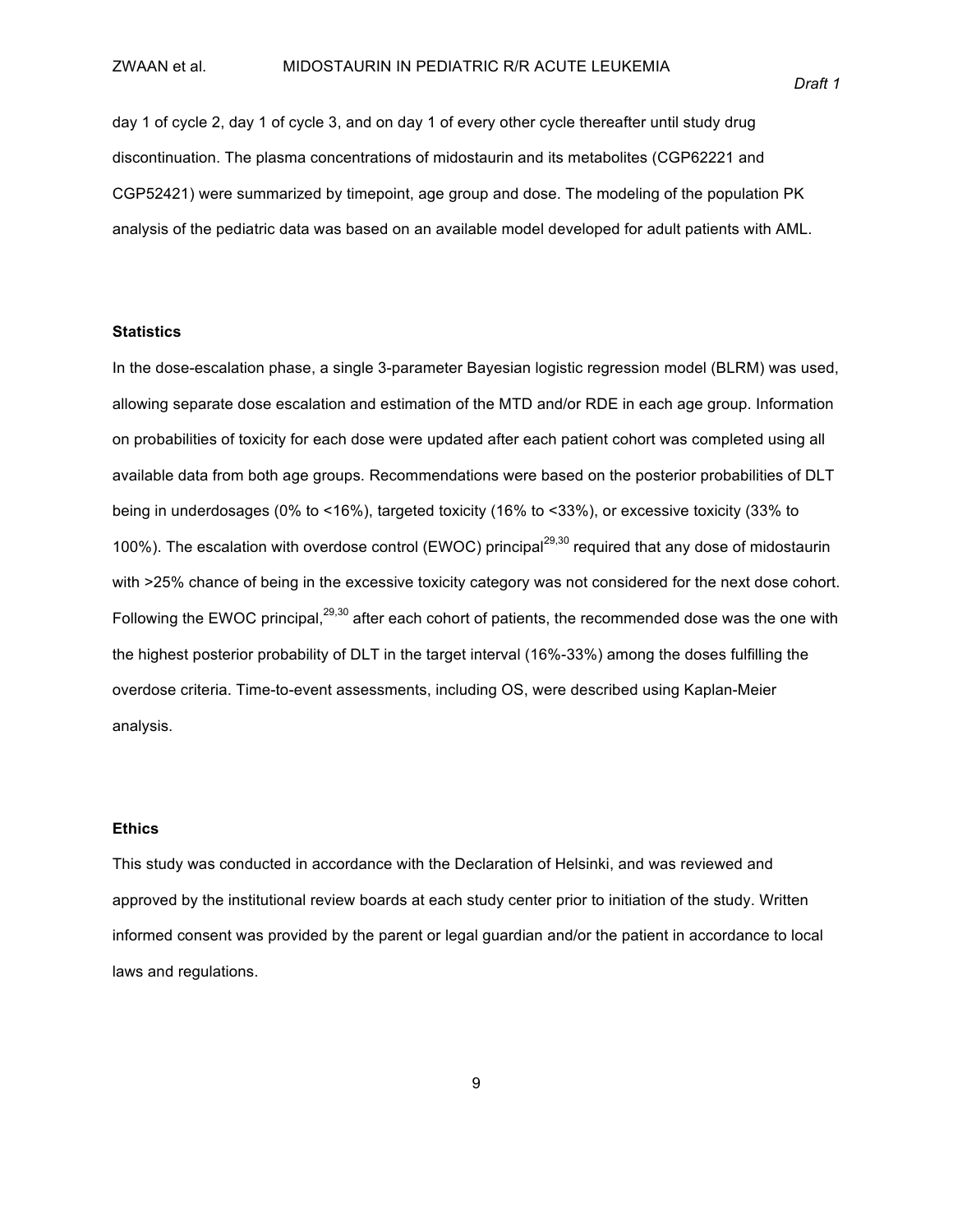day 1 of cycle 2, day 1 of cycle 3, and on day 1 of every other cycle thereafter until study drug discontinuation. The plasma concentrations of midostaurin and its metabolites (CGP62221 and CGP52421) were summarized by timepoint, age group and dose. The modeling of the population PK analysis of the pediatric data was based on an available model developed for adult patients with AML.

**Statistics**

In the dose-escalation phase, a single 3-parameter Bayesian logistic regression model (BLRM) was used, allowing separate dose escalation and estimation of the MTD and/or RDE in each age group. Information on probabilities of toxicity for each dose were updated after each patient cohort was completed using all available data from both age groups. Recommendations were based on the posterior probabilities of DLT being in underdosages (0% to <16%), targeted toxicity (16% to <33%), or excessive toxicity (33% to 100%). The escalation with overdose control (EWOC) principal[29,30] required that any dose of midostaurin with >25% chance of being in the excessive toxicity category was not considered for the next dose cohort. Following the EWOC principal,[29,30] after each cohort of patients, the recommended dose was the one with the highest posterior probability of DLT in the target interval (16%-33%) among the doses fulfilling the overdose criteria. Time-to-event assessments, including OS, were described using Kaplan-Meier analysis.

**Ethics**

This study was conducted in accordance with the Declaration of Helsinki, and was reviewed and approved by the institutional review boards at each study center prior to initiation of the study. Written informed consent was provided by the parent or legal guardian and/or the patient in accordance to local laws and regulations.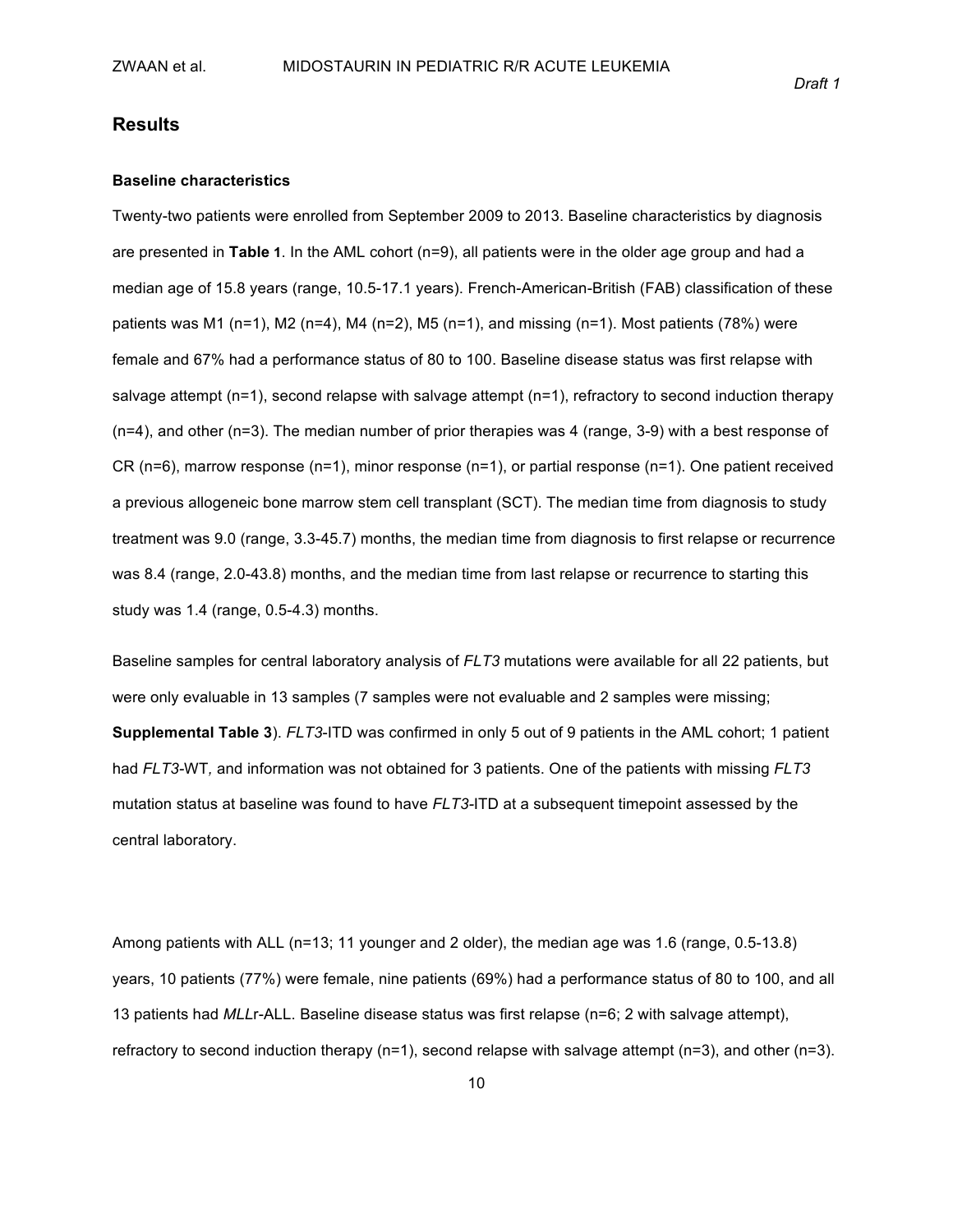## Results

### Baseline characteristics

Twenty-two patients were enrolled from September 2009 to 2013. Baseline characteristics by diagnosis are presented in **Table 1**. In the AML cohort (n=9), all patients were in the older age group and had a median age of 15.8 years (range, 10.5-17.1 years). French-American-British (FAB) classification of these patients was M1 (n=1), M2 (n=4), M4 (n=2), M5 (n=1), and missing (n=1). Most patients (78%) were female and 67% had a performance status of 80 to 100. Baseline disease status was first relapse with salvage attempt (n=1), second relapse with salvage attempt (n=1), refractory to second induction therapy (n=4), and other (n=3). The median number of prior therapies was 4 (range, 3-9) with a best response of CR (n=6), marrow response (n=1), minor response (n=1), or partial response (n=1). One patient received a previous allogeneic bone marrow stem cell transplant (SCT). The median time from diagnosis to study treatment was 9.0 (range, 3.3-45.7) months, the median time from diagnosis to first relapse or recurrence was 8.4 (range, 2.0-43.8) months, and the median time from last relapse or recurrence to starting this study was 1.4 (range, 0.5-4.3) months.

Baseline samples for central laboratory analysis of *FLT3* mutations were available for all 22 patients, but were only evaluable in 13 samples (7 samples were not evaluable and 2 samples were missing; **Supplemental Table 3**). *FLT3*-ITD was confirmed in only 5 out of 9 patients in the AML cohort; 1 patient had *FLT3*-WT*,* and information was not obtained for 3 patients. One of the patients with missing *FLT3* mutation status at baseline was found to have *FLT3*-ITD at a subsequent timepoint assessed by the central laboratory.

Among patients with ALL (n=13; 11 younger and 2 older), the median age was 1.6 (range, 0.5-13.8) years, 10 patients (77%) were female, nine patients (69%) had a performance status of 80 to 100, and all 13 patients had *MLL*r-ALL. Baseline disease status was first relapse (n=6; 2 with salvage attempt), refractory to second induction therapy (n=1), second relapse with salvage attempt (n=3), and other (n=3).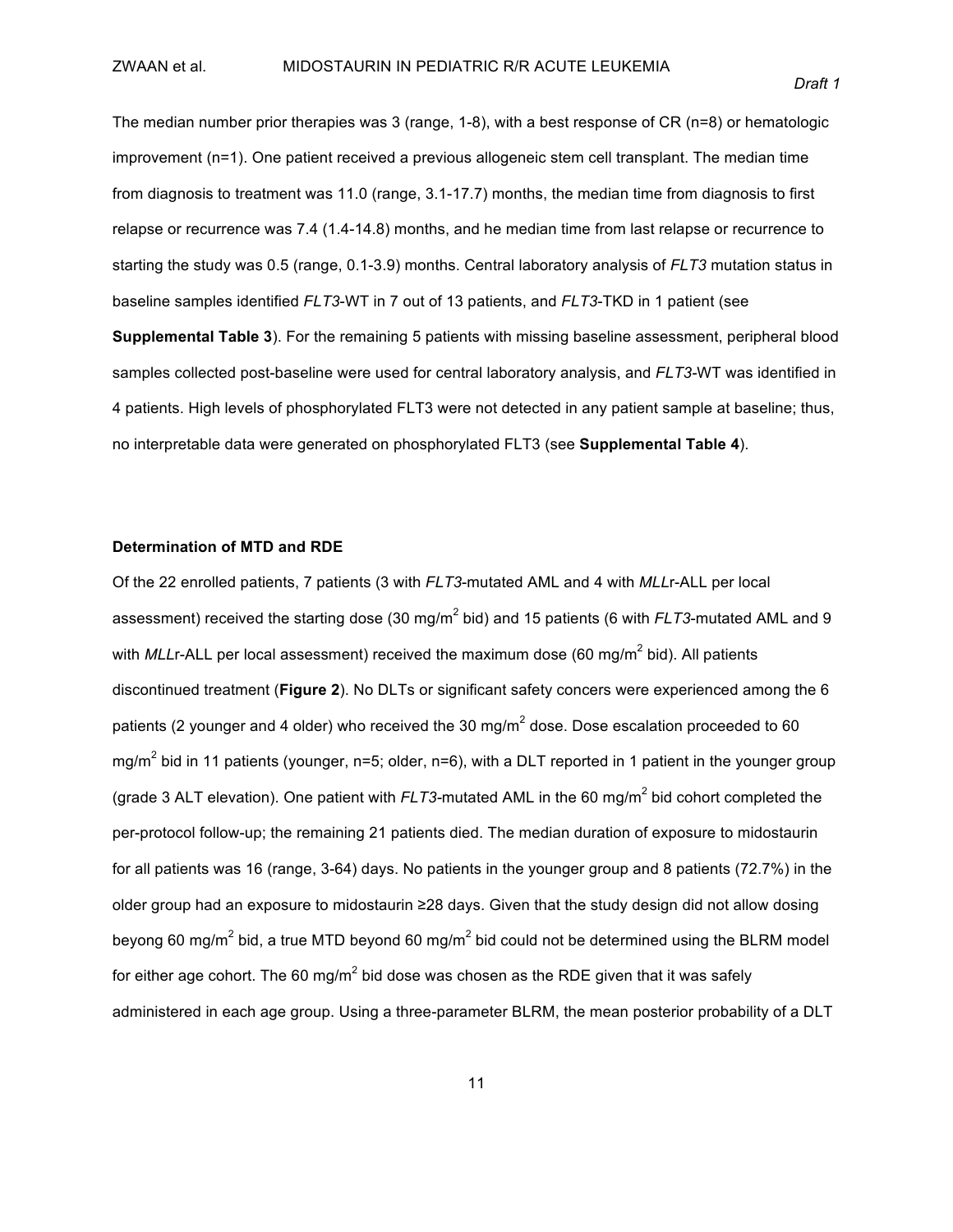The median number prior therapies was 3 (range, 1-8), with a best response of CR (n=8) or hematologic improvement (n=1). One patient received a previous allogeneic stem cell transplant. The median time from diagnosis to treatment was 11.0 (range, 3.1-17.7) months, the median time from diagnosis to first relapse or recurrence was 7.4 (1.4-14.8) months, and he median time from last relapse or recurrence to starting the study was 0.5 (range, 0.1-3.9) months. Central laboratory analysis of *FLT3* mutation status in baseline samples identified *FLT3*-WT in 7 out of 13 patients, and *FLT3*-TKD in 1 patient (see **Supplemental Table 3**). For the remaining 5 patients with missing baseline assessment, peripheral blood samples collected post-baseline were used for central laboratory analysis, and *FLT3*-WT was identified in 4 patients. High levels of phosphorylated FLT3 were not detected in any patient sample at baseline; thus, no interpretable data were generated on phosphorylated FLT3 (see **Supplemental Table 4**).

### Determination of MTD and RDE

Of the 22 enrolled patients, 7 patients (3 with *FLT3*-mutated AML and 4 with *MLL*r-ALL per local assessment) received the starting dose (30 mg/m$^2$ bid) and 15 patients (6 with *FLT3*-mutated AML and 9 with *MLL*r-ALL per local assessment) received the maximum dose (60 mg/m$^2$ bid). All patients discontinued treatment (**Figure 2**). No DLTs or significant safety concers were experienced among the 6 patients (2 younger and 4 older) who received the 30 mg/m$^2$ dose. Dose escalation proceeded to 60 mg/m$^2$ bid in 11 patients (younger, n=5; older, n=6), with a DLT reported in 1 patient in the younger group (grade 3 ALT elevation). One patient with *FLT3*-mutated AML in the 60 mg/m$^2$ bid cohort completed the per-protocol follow-up; the remaining 21 patients died. The median duration of exposure to midostaurin for all patients was 16 (range, 3-64) days. No patients in the younger group and 8 patients (72.7%) in the older group had an exposure to midostaurin ≥28 days. Given that the study design did not allow dosing beyong 60 mg/m$^2$ bid, a true MTD beyond 60 mg/m$^2$ bid could not be determined using the BLRM model for either age cohort. The 60 mg/m$^2$ bid dose was chosen as the RDE given that it was safely administered in each age group. Using a three-parameter BLRM, the mean posterior probability of a DLT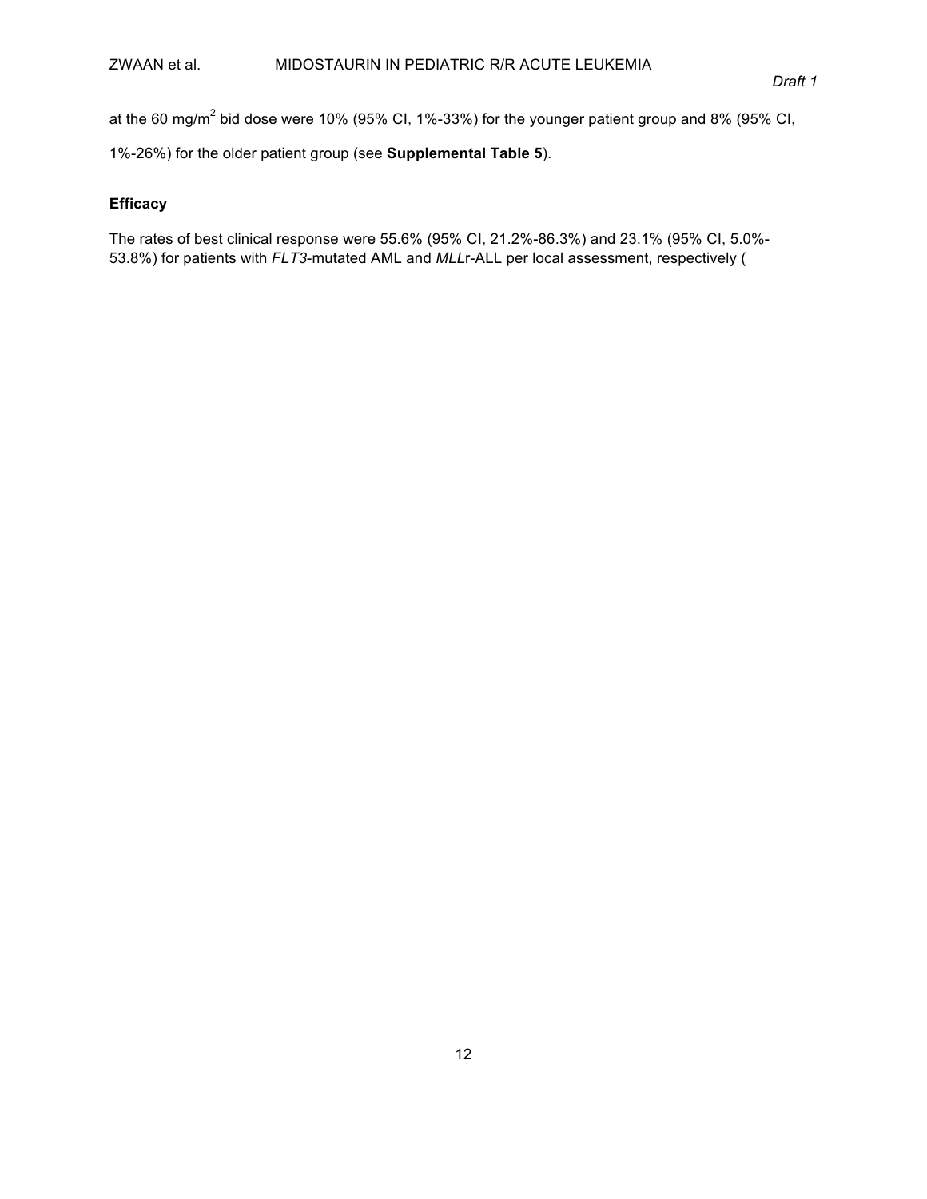at the 60 mg/m$^2$ bid dose were 10% (95% CI, 1%-33%) for the younger patient group and 8% (95% CI, 1%-26%) for the older patient group (see **Supplemental Table 5**).

**Efficacy**

The rates of best clinical response were 55.6% (95% CI, 21.2%-86.3%) and 23.1% (95% CI, 5.0%-53.8%) for patients with *FLT3*-mutated AML and *MLL*r-ALL per local assessment, respectively (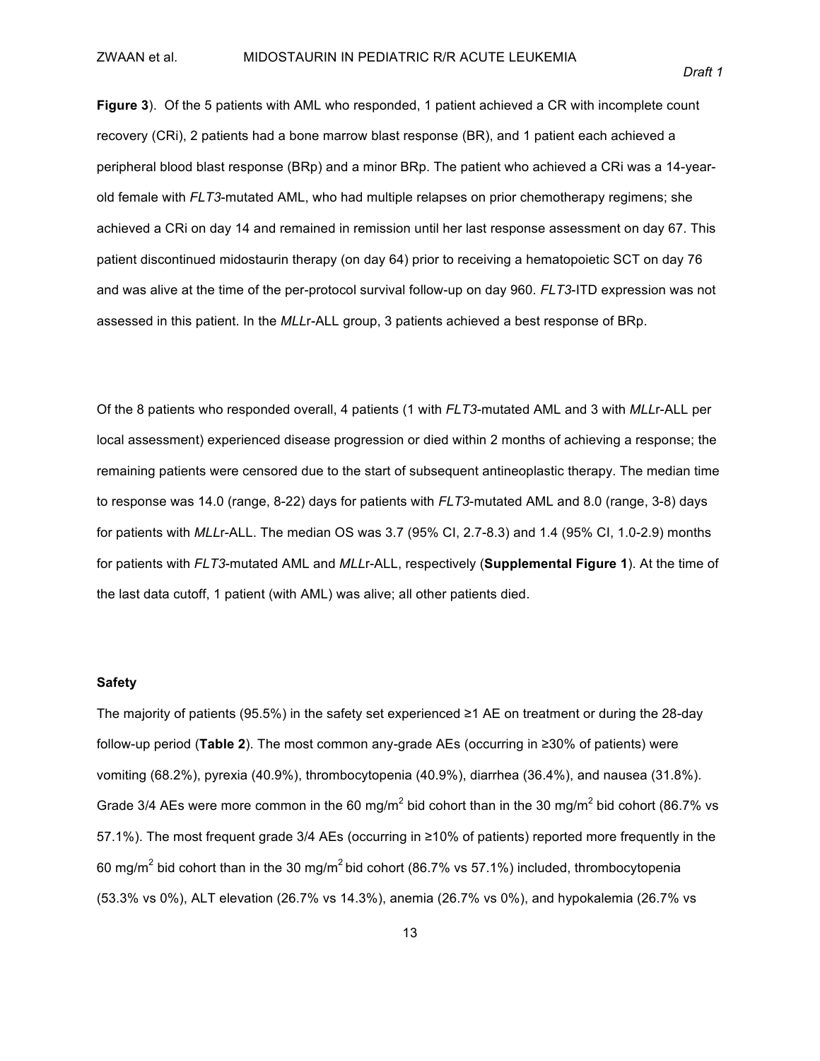**Figure 3**). Of the 5 patients with AML who responded, 1 patient achieved a CR with incomplete count recovery (CRi), 2 patients had a bone marrow blast response (BR), and 1 patient each achieved a peripheral blood blast response (BRp) and a minor BRp. The patient who achieved a CRi was a 14-year-old female with *FLT3*-mutated AML, who had multiple relapses on prior chemotherapy regimens; she achieved a CRi on day 14 and remained in remission until her last response assessment on day 67. This patient discontinued midostaurin therapy (on day 64) prior to receiving a hematopoietic SCT on day 76 and was alive at the time of the per-protocol survival follow-up on day 960. *FLT3*-ITD expression was not assessed in this patient. In the *MLL*r-ALL group, 3 patients achieved a best response of BRp.

Of the 8 patients who responded overall, 4 patients (1 with *FLT3*-mutated AML and 3 with *MLL*r-ALL per local assessment) experienced disease progression or died within 2 months of achieving a response; the remaining patients were censored due to the start of subsequent antineoplastic therapy. The median time to response was 14.0 (range, 8-22) days for patients with *FLT3*-mutated AML and 8.0 (range, 3-8) days for patients with *MLL*r-ALL. The median OS was 3.7 (95% CI, 2.7-8.3) and 1.4 (95% CI, 1.0-2.9) months for patients with *FLT3*-mutated AML and *MLL*r-ALL, respectively (**Supplemental Figure 1**). At the time of the last data cutoff, 1 patient (with AML) was alive; all other patients died.

### Safety

The majority of patients (95.5%) in the safety set experienced ≥1 AE on treatment or during the 28-day follow-up period (**Table 2**). The most common any-grade AEs (occurring in ≥30% of patients) were vomiting (68.2%), pyrexia (40.9%), thrombocytopenia (40.9%), diarrhea (36.4%), and nausea (31.8%). Grade 3/4 AEs were more common in the 60 mg/m$^2$ bid cohort than in the 30 mg/m$^2$ bid cohort (86.7% vs 57.1%). The most frequent grade 3/4 AEs (occurring in ≥10% of patients) reported more frequently in the 60 mg/m$^2$ bid cohort than in the 30 mg/m$^2$ bid cohort (86.7% vs 57.1%) included, thrombocytopenia (53.3% vs 0%), ALT elevation (26.7% vs 14.3%), anemia (26.7% vs 0%), and hypokalemia (26.7% vs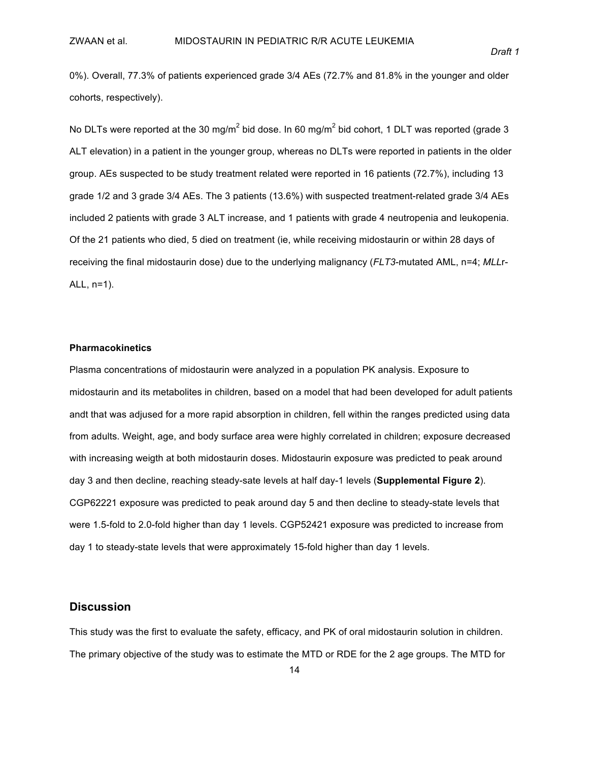0%). Overall, 77.3% of patients experienced grade 3/4 AEs (72.7% and 81.8% in the younger and older cohorts, respectively).

No DLTs were reported at the 30 mg/m$^2$ bid dose. In 60 mg/m$^2$ bid cohort, 1 DLT was reported (grade 3 ALT elevation) in a patient in the younger group, whereas no DLTs were reported in patients in the older group. AEs suspected to be study treatment related were reported in 16 patients (72.7%), including 13 grade 1/2 and 3 grade 3/4 AEs. The 3 patients (13.6%) with suspected treatment-related grade 3/4 AEs included 2 patients with grade 3 ALT increase, and 1 patients with grade 4 neutropenia and leukopenia. Of the 21 patients who died, 5 died on treatment (ie, while receiving midostaurin or within 28 days of receiving the final midostaurin dose) due to the underlying malignancy (*FLT3*-mutated AML, n=4; *MLL*r-ALL, n=1).

**Pharmacokinetics**

Plasma concentrations of midostaurin were analyzed in a population PK analysis. Exposure to midostaurin and its metabolites in children, based on a model that had been developed for adult patients andt that was adjused for a more rapid absorption in children, fell within the ranges predicted using data from adults. Weight, age, and body surface area were highly correlated in children; exposure decreased with increasing weigth at both midostaurin doses. Midostaurin exposure was predicted to peak around day 3 and then decline, reaching steady-sate levels at half day-1 levels (**Supplemental Figure 2**). CGP62221 exposure was predicted to peak around day 5 and then decline to steady-state levels that were 1.5-fold to 2.0-fold higher than day 1 levels. CGP52421 exposure was predicted to increase from day 1 to steady-state levels that were approximately 15-fold higher than day 1 levels.

## Discussion

This study was the first to evaluate the safety, efficacy, and PK of oral midostaurin solution in children. The primary objective of the study was to estimate the MTD or RDE for the 2 age groups. The MTD for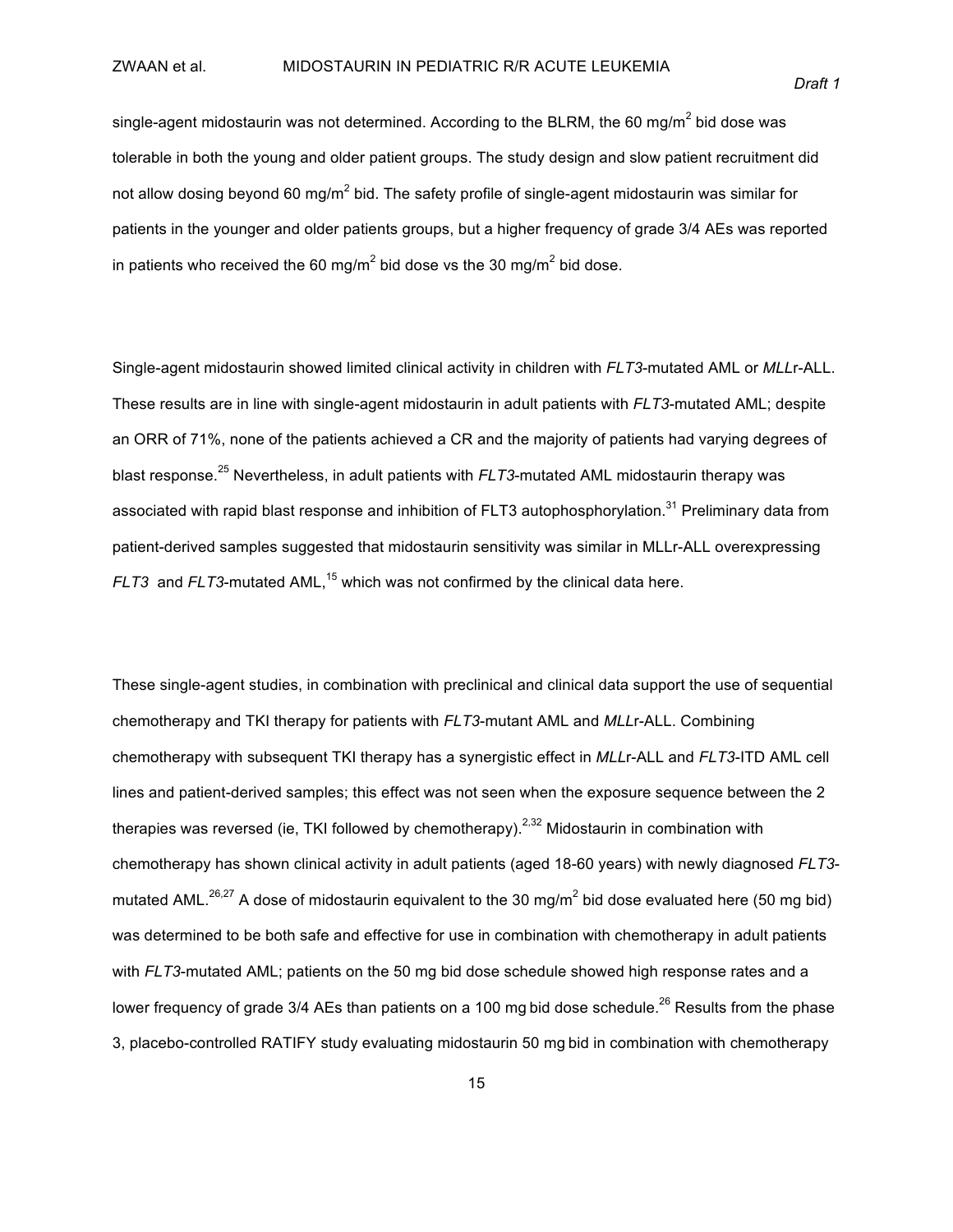single-agent midostaurin was not determined. According to the BLRM, the 60 mg/m$^2$ bid dose was tolerable in both the young and older patient groups. The study design and slow patient recruitment did not allow dosing beyond 60 mg/m$^2$ bid. The safety profile of single-agent midostaurin was similar for patients in the younger and older patients groups, but a higher frequency of grade 3/4 AEs was reported in patients who received the 60 mg/m$^2$ bid dose vs the 30 mg/m$^2$ bid dose.

Single-agent midostaurin showed limited clinical activity in children with *FLT3*-mutated AML or *MLL*r-ALL. These results are in line with single-agent midostaurin in adult patients with *FLT3*-mutated AML; despite an ORR of 71%, none of the patients achieved a CR and the majority of patients had varying degrees of blast response.[25] Nevertheless, in adult patients with *FLT3*-mutated AML midostaurin therapy was associated with rapid blast response and inhibition of FLT3 autophosphorylation.[31] Preliminary data from patient-derived samples suggested that midostaurin sensitivity was similar in MLLr-ALL overexpressing *FLT3* and *FLT3*-mutated AML,[15] which was not confirmed by the clinical data here.

These single-agent studies, in combination with preclinical and clinical data support the use of sequential chemotherapy and TKI therapy for patients with *FLT3*-mutant AML and *MLL*r-ALL. Combining chemotherapy with subsequent TKI therapy has a synergistic effect in *MLL*r-ALL and *FLT3*-ITD AML cell lines and patient-derived samples; this effect was not seen when the exposure sequence between the 2 therapies was reversed (ie, TKI followed by chemotherapy).[2,32] Midostaurin in combination with chemotherapy has shown clinical activity in adult patients (aged 18-60 years) with newly diagnosed *FLT3*-mutated AML.[26,27] A dose of midostaurin equivalent to the 30 mg/m$^2$ bid dose evaluated here (50 mg bid) was determined to be both safe and effective for use in combination with chemotherapy in adult patients with *FLT3*-mutated AML; patients on the 50 mg bid dose schedule showed high response rates and a lower frequency of grade 3/4 AEs than patients on a 100 mg bid dose schedule.[26] Results from the phase 3, placebo-controlled RATIFY study evaluating midostaurin 50 mg bid in combination with chemotherapy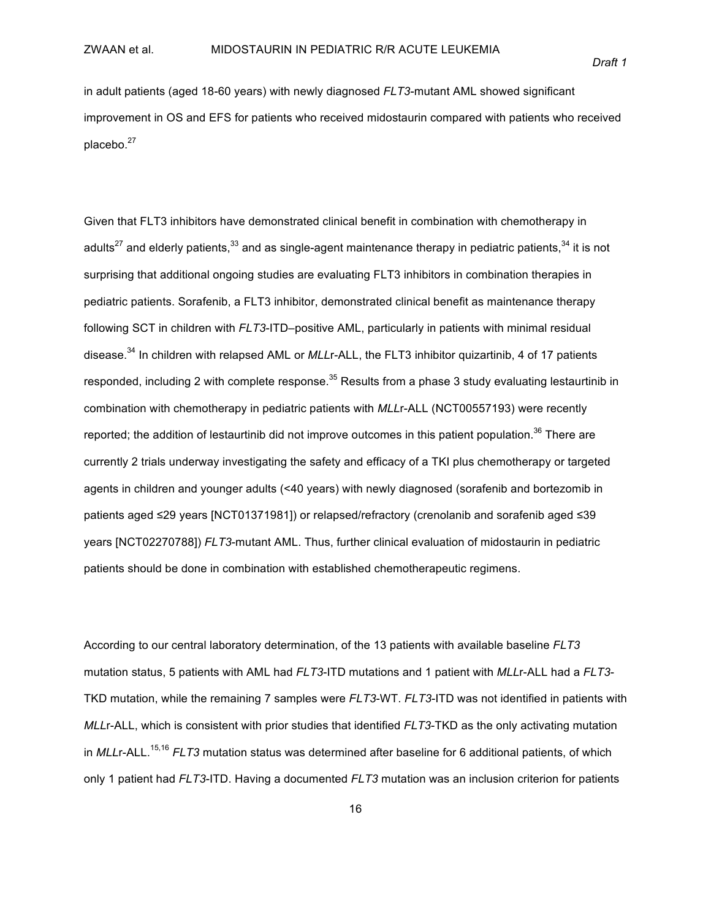in adult patients (aged 18-60 years) with newly diagnosed *FLT3*-mutant AML showed significant improvement in OS and EFS for patients who received midostaurin compared with patients who received placebo.[27]

Given that FLT3 inhibitors have demonstrated clinical benefit in combination with chemotherapy in adults[27] and elderly patients,[33] and as single-agent maintenance therapy in pediatric patients,[34] it is not surprising that additional ongoing studies are evaluating FLT3 inhibitors in combination therapies in pediatric patients. Sorafenib, a FLT3 inhibitor, demonstrated clinical benefit as maintenance therapy following SCT in children with *FLT3*-ITD–positive AML, particularly in patients with minimal residual disease.[34] In children with relapsed AML or *MLL*r-ALL, the FLT3 inhibitor quizartinib, 4 of 17 patients responded, including 2 with complete response.[35] Results from a phase 3 study evaluating lestaurtinib in combination with chemotherapy in pediatric patients with *MLL*r-ALL (NCT00557193) were recently reported; the addition of lestaurtinib did not improve outcomes in this patient population.[36] There are currently 2 trials underway investigating the safety and efficacy of a TKI plus chemotherapy or targeted agents in children and younger adults (<40 years) with newly diagnosed (sorafenib and bortezomib in patients aged ≤29 years [NCT01371981]) or relapsed/refractory (crenolanib and sorafenib aged ≤39 years [NCT02270788]) *FLT3*-mutant AML. Thus, further clinical evaluation of midostaurin in pediatric patients should be done in combination with established chemotherapeutic regimens.

According to our central laboratory determination, of the 13 patients with available baseline *FLT3* mutation status, 5 patients with AML had *FLT3*-ITD mutations and 1 patient with *MLL*r-ALL had a *FLT3*-TKD mutation, while the remaining 7 samples were *FLT3*-WT. *FLT3*-ITD was not identified in patients with *MLL*r-ALL, which is consistent with prior studies that identified *FLT3*-TKD as the only activating mutation in *MLL*r-ALL.[15,16] *FLT3* mutation status was determined after baseline for 6 additional patients, of which only 1 patient had *FLT3*-ITD. Having a documented *FLT3* mutation was an inclusion criterion for patients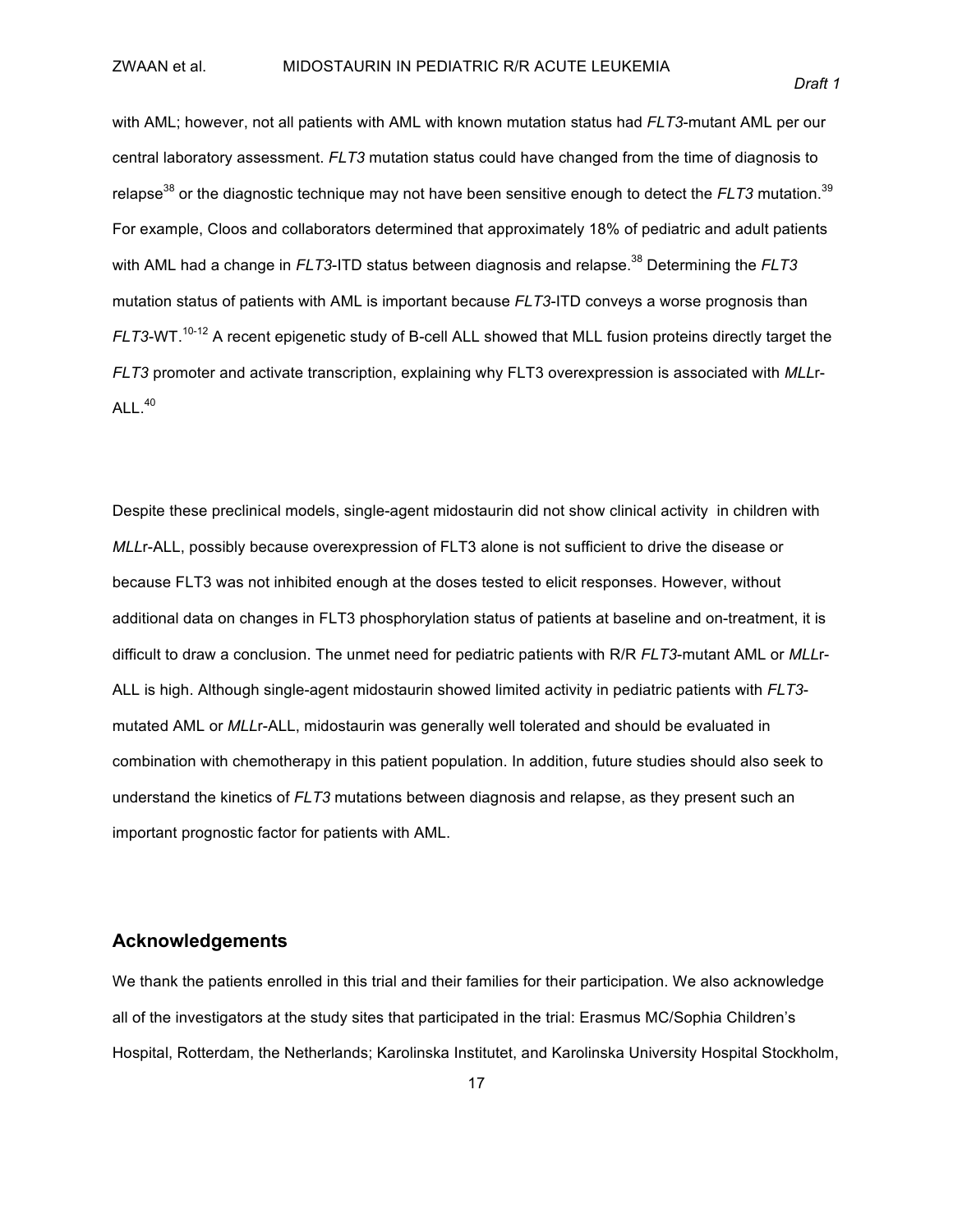with AML; however, not all patients with AML with known mutation status had *FLT3*-mutant AML per our central laboratory assessment. *FLT3* mutation status could have changed from the time of diagnosis to relapse[38] or the diagnostic technique may not have been sensitive enough to detect the *FLT3* mutation.[39] For example, Cloos and collaborators determined that approximately 18% of pediatric and adult patients with AML had a change in *FLT3*-ITD status between diagnosis and relapse.[38] Determining the *FLT3* mutation status of patients with AML is important because *FLT3*-ITD conveys a worse prognosis than *FLT3*-WT.[10-12] A recent epigenetic study of B-cell ALL showed that MLL fusion proteins directly target the *FLT3* promoter and activate transcription, explaining why FLT3 overexpression is associated with *MLL*r-ALL.[40]

Despite these preclinical models, single-agent midostaurin did not show clinical activity in children with *MLL*r-ALL, possibly because overexpression of FLT3 alone is not sufficient to drive the disease or because FLT3 was not inhibited enough at the doses tested to elicit responses. However, without additional data on changes in FLT3 phosphorylation status of patients at baseline and on-treatment, it is difficult to draw a conclusion. The unmet need for pediatric patients with R/R *FLT3*-mutant AML or *MLL*r-ALL is high. Although single-agent midostaurin showed limited activity in pediatric patients with *FLT3*-mutated AML or *MLL*r-ALL, midostaurin was generally well tolerated and should be evaluated in combination with chemotherapy in this patient population. In addition, future studies should also seek to understand the kinetics of *FLT3* mutations between diagnosis and relapse, as they present such an important prognostic factor for patients with AML.

## Acknowledgements

We thank the patients enrolled in this trial and their families for their participation. We also acknowledge all of the investigators at the study sites that participated in the trial: Erasmus MC/Sophia Children's Hospital, Rotterdam, the Netherlands; Karolinska Institutet, and Karolinska University Hospital Stockholm,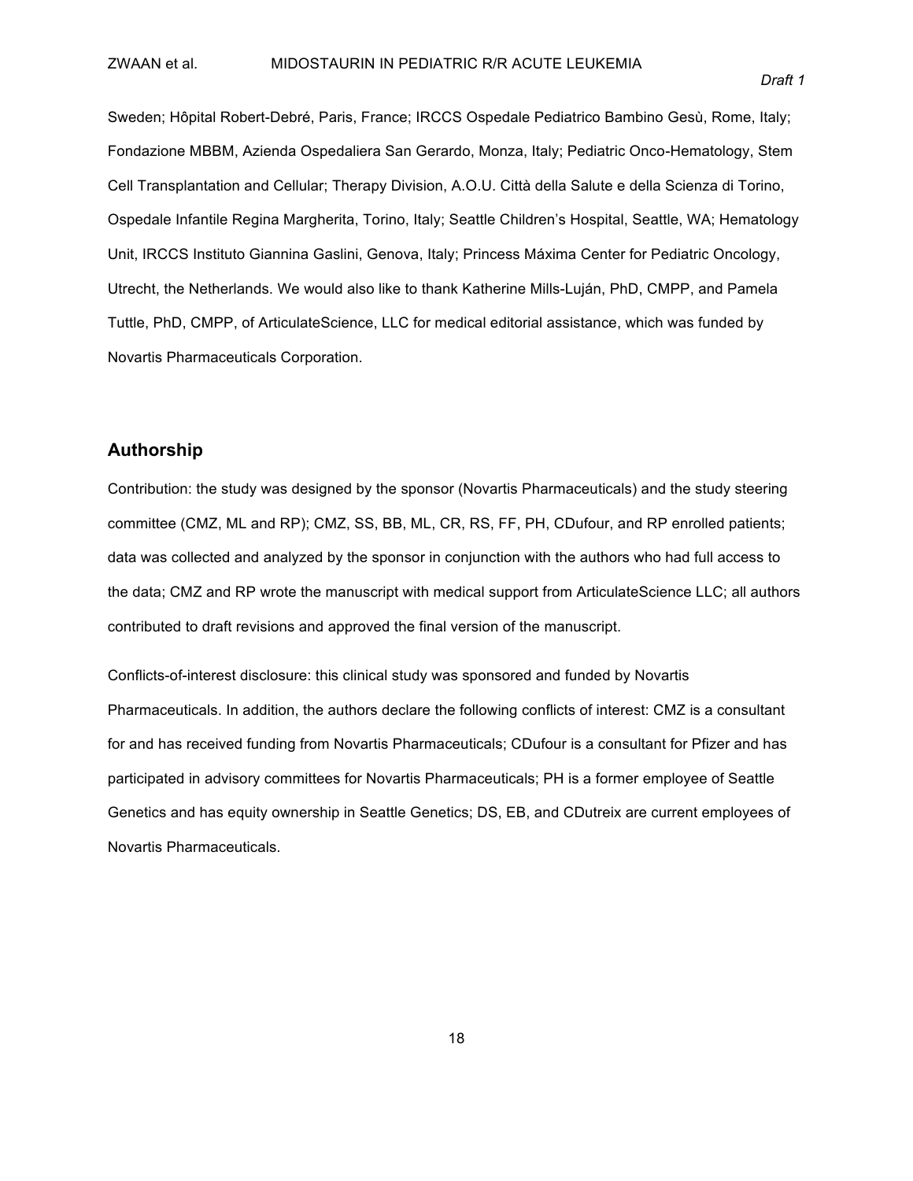Sweden; Hôpital Robert-Debré, Paris, France; IRCCS Ospedale Pediatrico Bambino Gesù, Rome, Italy; Fondazione MBBM, Azienda Ospedaliera San Gerardo, Monza, Italy; Pediatric Onco-Hematology, Stem Cell Transplantation and Cellular; Therapy Division, A.O.U. Città della Salute e della Scienza di Torino, Ospedale Infantile Regina Margherita, Torino, Italy; Seattle Children's Hospital, Seattle, WA; Hematology Unit, IRCCS Instituto Giannina Gaslini, Genova, Italy; Princess Máxima Center for Pediatric Oncology, Utrecht, the Netherlands. We would also like to thank Katherine Mills-Luján, PhD, CMPP, and Pamela Tuttle, PhD, CMPP, of ArticulateScience, LLC for medical editorial assistance, which was funded by Novartis Pharmaceuticals Corporation.

## Authorship

Contribution: the study was designed by the sponsor (Novartis Pharmaceuticals) and the study steering committee (CMZ, ML and RP); CMZ, SS, BB, ML, CR, RS, FF, PH, CDufour, and RP enrolled patients; data was collected and analyzed by the sponsor in conjunction with the authors who had full access to the data; CMZ and RP wrote the manuscript with medical support from ArticulateScience LLC; all authors contributed to draft revisions and approved the final version of the manuscript.

Conflicts-of-interest disclosure: this clinical study was sponsored and funded by Novartis Pharmaceuticals. In addition, the authors declare the following conflicts of interest: CMZ is a consultant for and has received funding from Novartis Pharmaceuticals; CDufour is a consultant for Pfizer and has participated in advisory committees for Novartis Pharmaceuticals; PH is a former employee of Seattle Genetics and has equity ownership in Seattle Genetics; DS, EB, and CDutreix are current employees of Novartis Pharmaceuticals.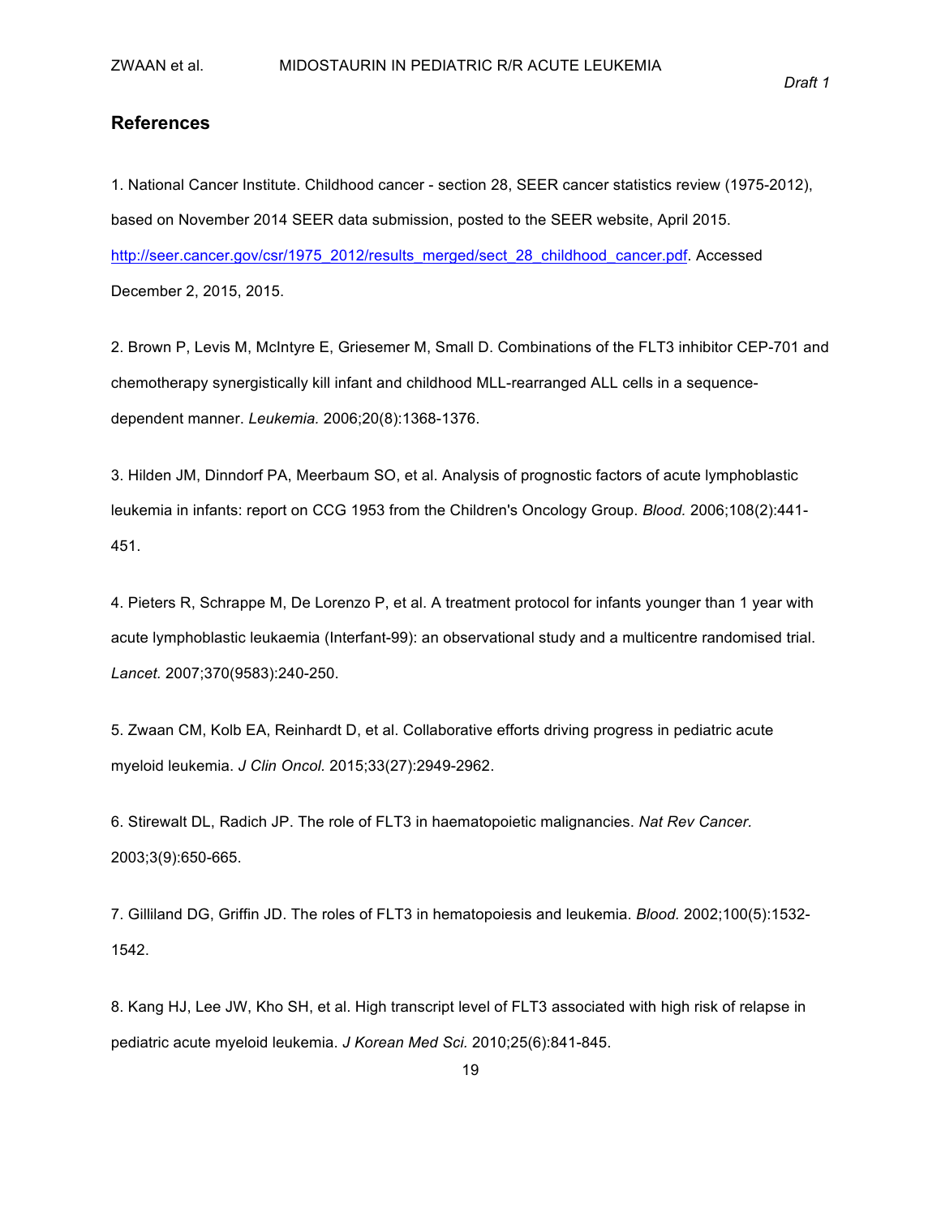## References

1. National Cancer Institute. Childhood cancer - section 28, SEER cancer statistics review (1975-2012), based on November 2014 SEER data submission, posted to the SEER website, April 2015. http://seer.cancer.gov/csr/1975_2012/results_merged/sect_28_childhood_cancer.pdf. Accessed December 2, 2015, 2015.

2. Brown P, Levis M, McIntyre E, Griesemer M, Small D. Combinations of the FLT3 inhibitor CEP-701 and chemotherapy synergistically kill infant and childhood MLL-rearranged ALL cells in a sequence-dependent manner. *Leukemia.* 2006;20(8):1368-1376.

3. Hilden JM, Dinndorf PA, Meerbaum SO, et al. Analysis of prognostic factors of acute lymphoblastic leukemia in infants: report on CCG 1953 from the Children's Oncology Group. *Blood.* 2006;108(2):441-451.

4. Pieters R, Schrappe M, De Lorenzo P, et al. A treatment protocol for infants younger than 1 year with acute lymphoblastic leukaemia (Interfant-99): an observational study and a multicentre randomised trial. *Lancet.* 2007;370(9583):240-250.

5. Zwaan CM, Kolb EA, Reinhardt D, et al. Collaborative efforts driving progress in pediatric acute myeloid leukemia. *J Clin Oncol.* 2015;33(27):2949-2962.

6. Stirewalt DL, Radich JP. The role of FLT3 in haematopoietic malignancies. *Nat Rev Cancer.* 2003;3(9):650-665.

7. Gilliland DG, Griffin JD. The roles of FLT3 in hematopoiesis and leukemia. *Blood.* 2002;100(5):1532-1542.

8. Kang HJ, Lee JW, Kho SH, et al. High transcript level of FLT3 associated with high risk of relapse in pediatric acute myeloid leukemia. *J Korean Med Sci.* 2010;25(6):841-845.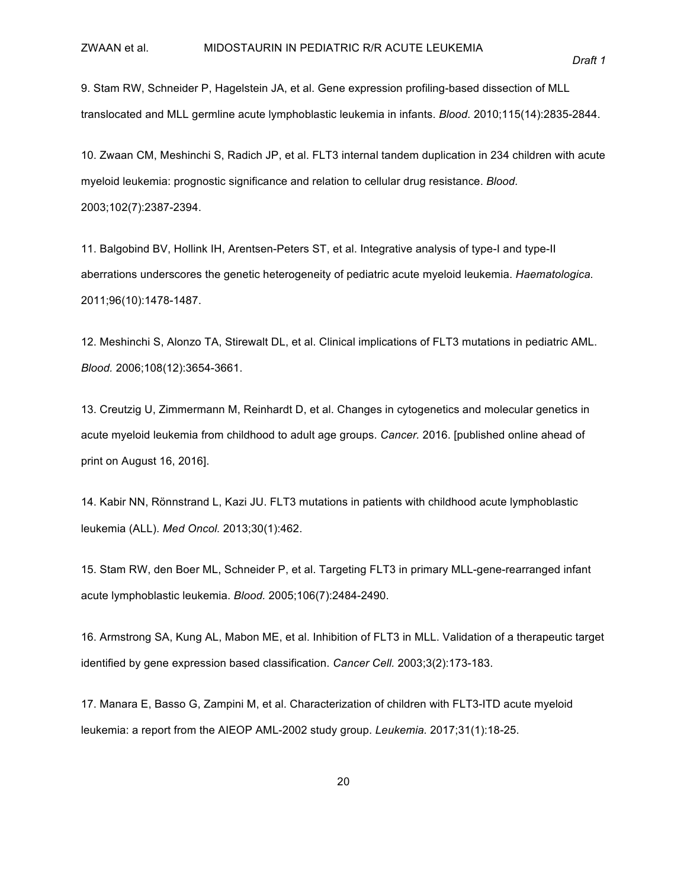9. Stam RW, Schneider P, Hagelstein JA, et al. Gene expression profiling-based dissection of MLL translocated and MLL germline acute lymphoblastic leukemia in infants. *Blood.* 2010;115(14):2835-2844.

10. Zwaan CM, Meshinchi S, Radich JP, et al. FLT3 internal tandem duplication in 234 children with acute myeloid leukemia: prognostic significance and relation to cellular drug resistance. *Blood.* 2003;102(7):2387-2394.

11. Balgobind BV, Hollink IH, Arentsen-Peters ST, et al. Integrative analysis of type-I and type-II aberrations underscores the genetic heterogeneity of pediatric acute myeloid leukemia. *Haematologica.* 2011;96(10):1478-1487.

12. Meshinchi S, Alonzo TA, Stirewalt DL, et al. Clinical implications of FLT3 mutations in pediatric AML. *Blood.* 2006;108(12):3654-3661.

13. Creutzig U, Zimmermann M, Reinhardt D, et al. Changes in cytogenetics and molecular genetics in acute myeloid leukemia from childhood to adult age groups. *Cancer.* 2016. [published online ahead of print on August 16, 2016].

14. Kabir NN, Rönnstrand L, Kazi JU. FLT3 mutations in patients with childhood acute lymphoblastic leukemia (ALL). *Med Oncol.* 2013;30(1):462.

15. Stam RW, den Boer ML, Schneider P, et al. Targeting FLT3 in primary MLL-gene-rearranged infant acute lymphoblastic leukemia. *Blood.* 2005;106(7):2484-2490.

16. Armstrong SA, Kung AL, Mabon ME, et al. Inhibition of FLT3 in MLL. Validation of a therapeutic target identified by gene expression based classification. *Cancer Cell.* 2003;3(2):173-183.

17. Manara E, Basso G, Zampini M, et al. Characterization of children with FLT3-ITD acute myeloid leukemia: a report from the AIEOP AML-2002 study group. *Leukemia.* 2017;31(1):18-25.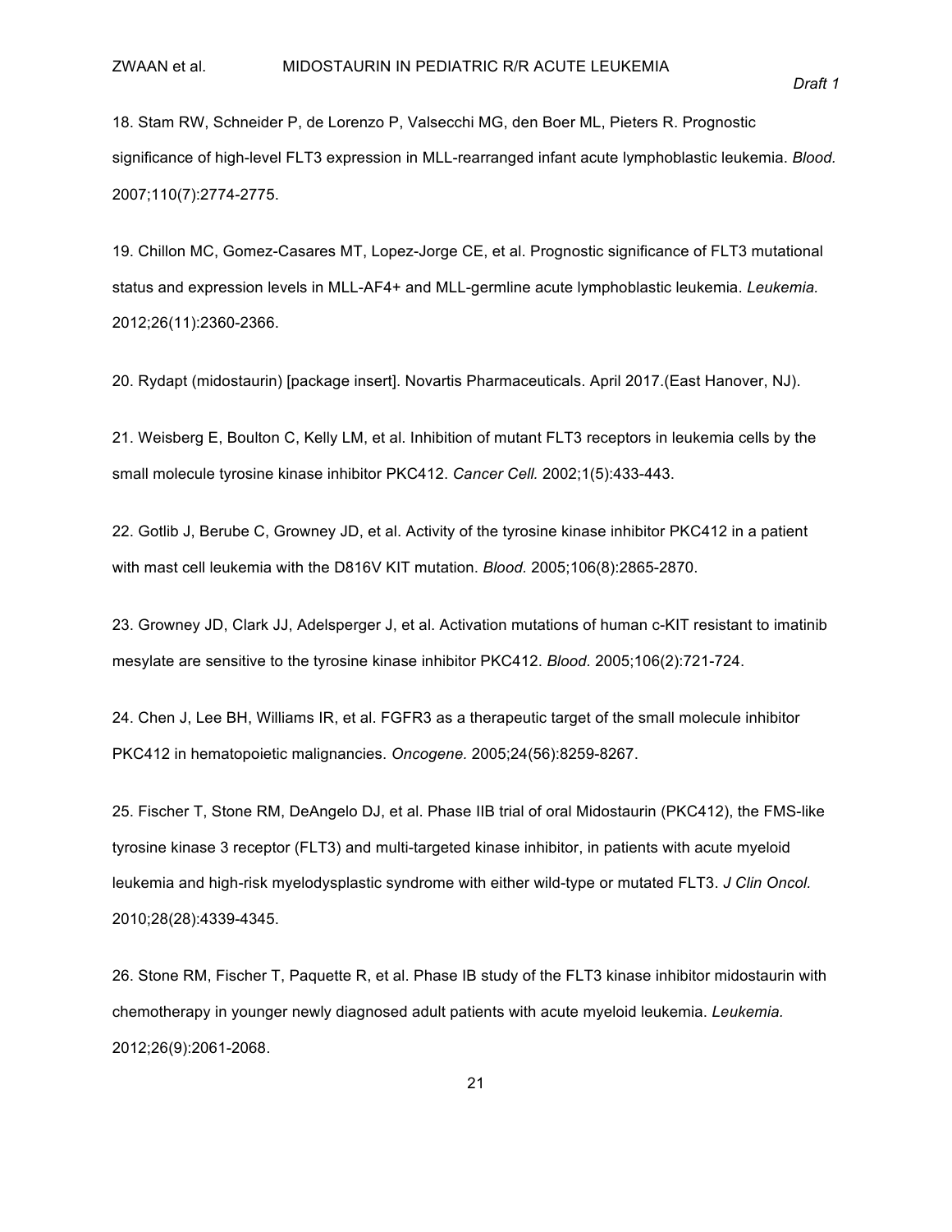18. Stam RW, Schneider P, de Lorenzo P, Valsecchi MG, den Boer ML, Pieters R. Prognostic significance of high-level FLT3 expression in MLL-rearranged infant acute lymphoblastic leukemia. *Blood.* 2007;110(7):2774-2775.

19. Chillon MC, Gomez-Casares MT, Lopez-Jorge CE, et al. Prognostic significance of FLT3 mutational status and expression levels in MLL-AF4+ and MLL-germline acute lymphoblastic leukemia. *Leukemia.* 2012;26(11):2360-2366.

20. Rydapt (midostaurin) [package insert]. Novartis Pharmaceuticals. April 2017.(East Hanover, NJ).

21. Weisberg E, Boulton C, Kelly LM, et al. Inhibition of mutant FLT3 receptors in leukemia cells by the small molecule tyrosine kinase inhibitor PKC412. *Cancer Cell.* 2002;1(5):433-443.

22. Gotlib J, Berube C, Growney JD, et al. Activity of the tyrosine kinase inhibitor PKC412 in a patient with mast cell leukemia with the D816V KIT mutation. *Blood.* 2005;106(8):2865-2870.

23. Growney JD, Clark JJ, Adelsperger J, et al. Activation mutations of human c-KIT resistant to imatinib mesylate are sensitive to the tyrosine kinase inhibitor PKC412. *Blood.* 2005;106(2):721-724.

24. Chen J, Lee BH, Williams IR, et al. FGFR3 as a therapeutic target of the small molecule inhibitor PKC412 in hematopoietic malignancies. *Oncogene.* 2005;24(56):8259-8267.

25. Fischer T, Stone RM, DeAngelo DJ, et al. Phase IIB trial of oral Midostaurin (PKC412), the FMS-like tyrosine kinase 3 receptor (FLT3) and multi-targeted kinase inhibitor, in patients with acute myeloid leukemia and high-risk myelodysplastic syndrome with either wild-type or mutated FLT3. *J Clin Oncol.* 2010;28(28):4339-4345.

26. Stone RM, Fischer T, Paquette R, et al. Phase IB study of the FLT3 kinase inhibitor midostaurin with chemotherapy in younger newly diagnosed adult patients with acute myeloid leukemia. *Leukemia.* 2012;26(9):2061-2068.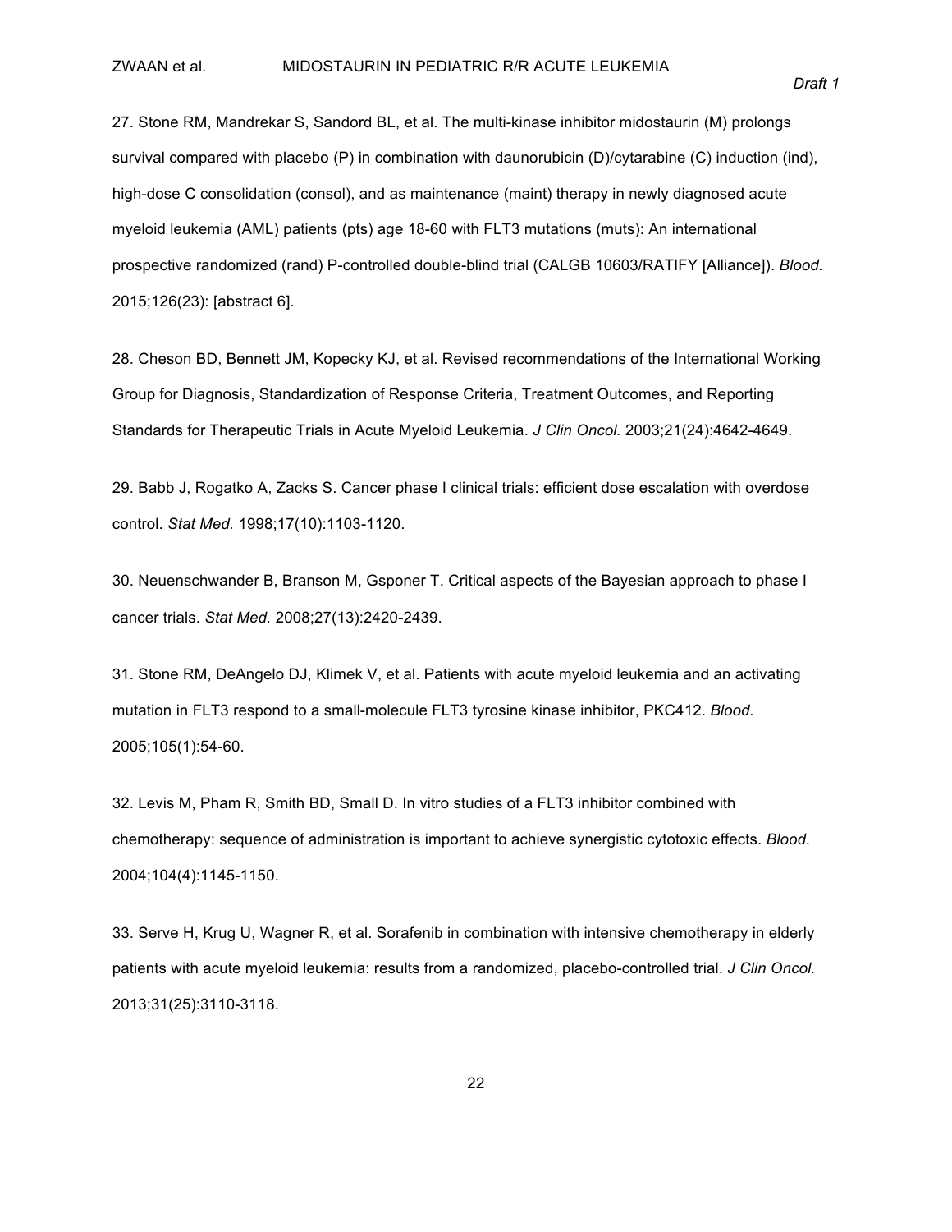27. Stone RM, Mandrekar S, Sandord BL, et al. The multi-kinase inhibitor midostaurin (M) prolongs survival compared with placebo (P) in combination with daunorubicin (D)/cytarabine (C) induction (ind), high-dose C consolidation (consol), and as maintenance (maint) therapy in newly diagnosed acute myeloid leukemia (AML) patients (pts) age 18-60 with FLT3 mutations (muts): An international prospective randomized (rand) P-controlled double-blind trial (CALGB 10603/RATIFY [Alliance]). *Blood.* 2015;126(23): [abstract 6].

28. Cheson BD, Bennett JM, Kopecky KJ, et al. Revised recommendations of the International Working Group for Diagnosis, Standardization of Response Criteria, Treatment Outcomes, and Reporting Standards for Therapeutic Trials in Acute Myeloid Leukemia. *J Clin Oncol.* 2003;21(24):4642-4649.

29. Babb J, Rogatko A, Zacks S. Cancer phase I clinical trials: efficient dose escalation with overdose control. *Stat Med.* 1998;17(10):1103-1120.

30. Neuenschwander B, Branson M, Gsponer T. Critical aspects of the Bayesian approach to phase I cancer trials. *Stat Med.* 2008;27(13):2420-2439.

31. Stone RM, DeAngelo DJ, Klimek V, et al. Patients with acute myeloid leukemia and an activating mutation in FLT3 respond to a small-molecule FLT3 tyrosine kinase inhibitor, PKC412. *Blood.* 2005;105(1):54-60.

32. Levis M, Pham R, Smith BD, Small D. In vitro studies of a FLT3 inhibitor combined with chemotherapy: sequence of administration is important to achieve synergistic cytotoxic effects. *Blood.* 2004;104(4):1145-1150.

33. Serve H, Krug U, Wagner R, et al. Sorafenib in combination with intensive chemotherapy in elderly patients with acute myeloid leukemia: results from a randomized, placebo-controlled trial. *J Clin Oncol.* 2013;31(25):3110-3118.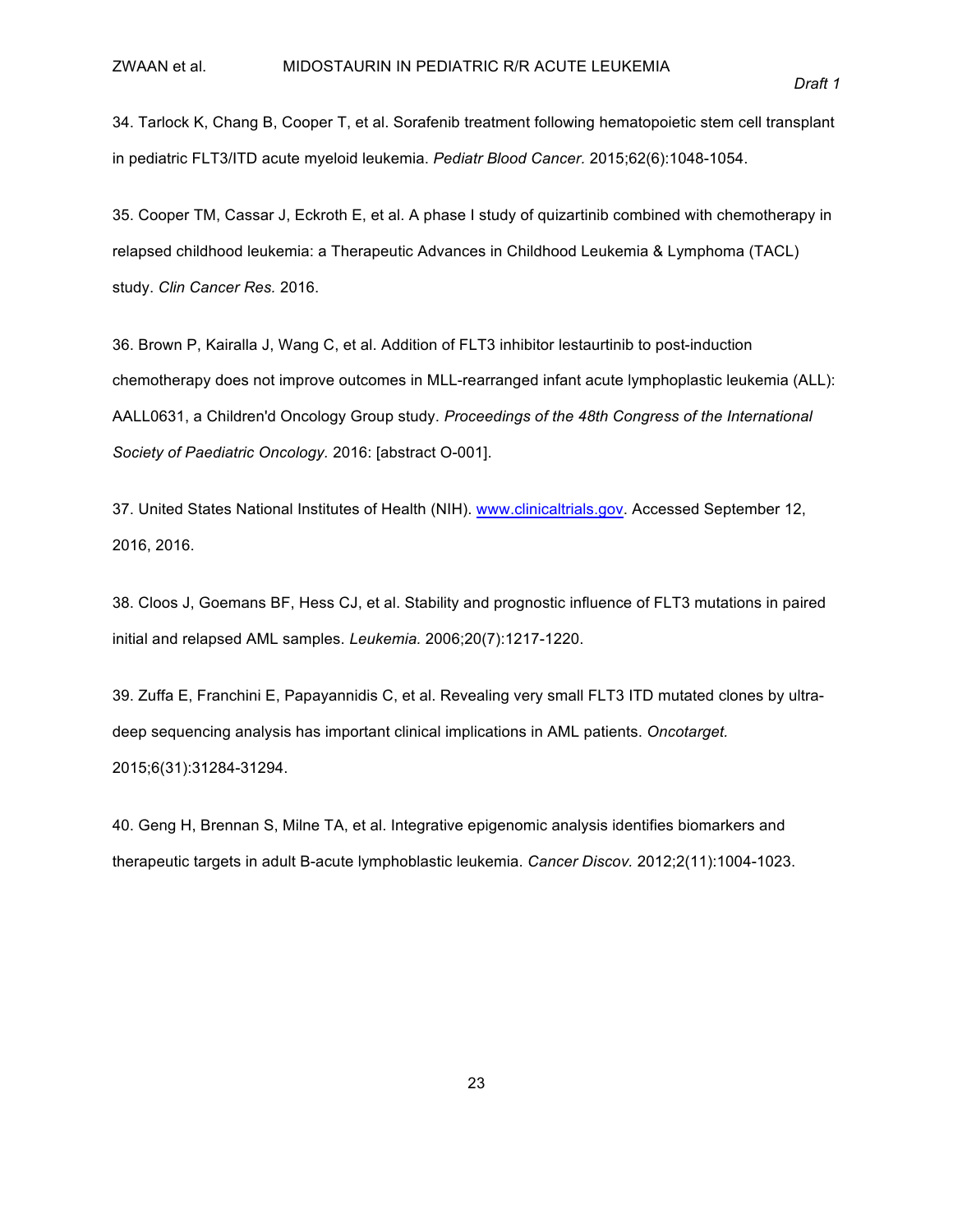34. Tarlock K, Chang B, Cooper T, et al. Sorafenib treatment following hematopoietic stem cell transplant in pediatric FLT3/ITD acute myeloid leukemia. *Pediatr Blood Cancer.* 2015;62(6):1048-1054.

35. Cooper TM, Cassar J, Eckroth E, et al. A phase I study of quizartinib combined with chemotherapy in relapsed childhood leukemia: a Therapeutic Advances in Childhood Leukemia & Lymphoma (TACL) study. *Clin Cancer Res.* 2016.

36. Brown P, Kairalla J, Wang C, et al. Addition of FLT3 inhibitor lestaurtinib to post-induction chemotherapy does not improve outcomes in MLL-rearranged infant acute lymphoplastic leukemia (ALL): AALL0631, a Children'd Oncology Group study. *Proceedings of the 48th Congress of the International Society of Paediatric Oncology.* 2016: [abstract O-001].

37. United States National Institutes of Health (NIH). [www.clinicaltrials.gov](www.clinicaltrials.gov). Accessed September 12, 2016, 2016.

38. Cloos J, Goemans BF, Hess CJ, et al. Stability and prognostic influence of FLT3 mutations in paired initial and relapsed AML samples. *Leukemia.* 2006;20(7):1217-1220.

39. Zuffa E, Franchini E, Papayannidis C, et al. Revealing very small FLT3 ITD mutated clones by ultra-deep sequencing analysis has important clinical implications in AML patients. *Oncotarget.* 2015;6(31):31284-31294.

40. Geng H, Brennan S, Milne TA, et al. Integrative epigenomic analysis identifies biomarkers and therapeutic targets in adult B-acute lymphoblastic leukemia. *Cancer Discov.* 2012;2(11):1004-1023.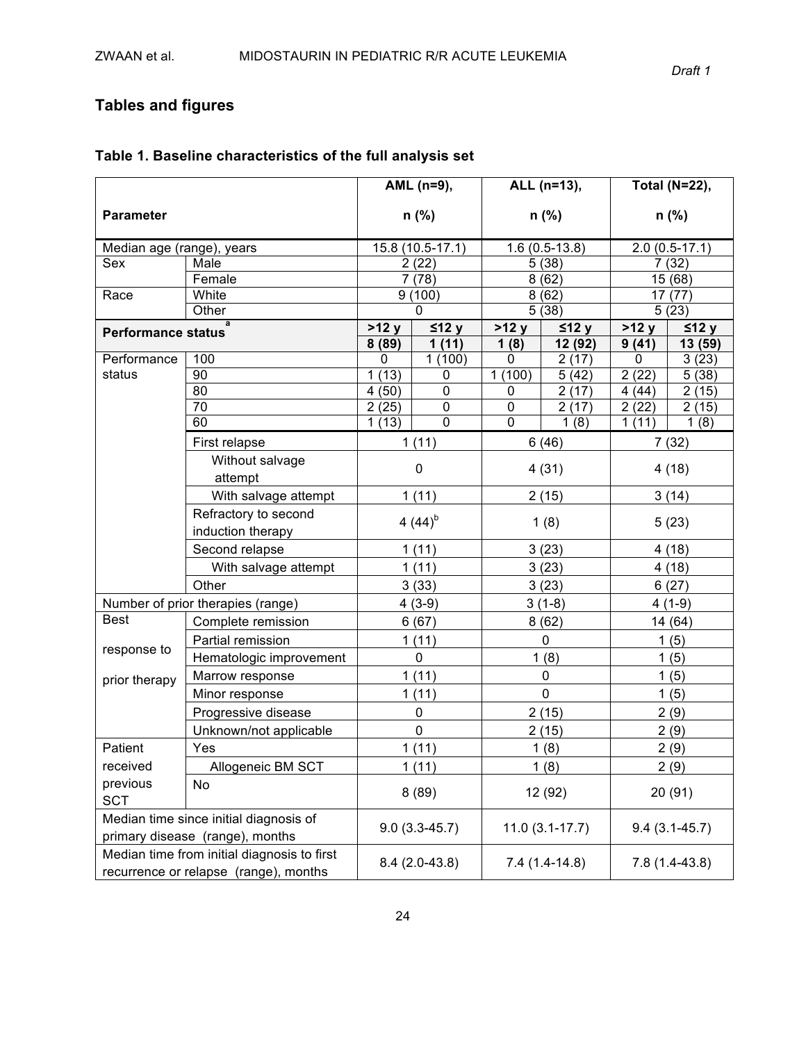## Tables and figures

### Table 1. Baseline characteristics of the full analysis set

| Parameter | | AML (n=9), n (%) | | ALL (n=13), n (%) | | Total (N=22), n (%) | |
|---|---|---|---|---|---|---|---|
| Median age (range), years | | 15.8 (10.5-17.1) | | 1.6 (0.5-13.8) | | 2.0 (0.5-17.1) | |
| Sex | Male | 2 (22) | | 5 (38) | | 7 (32) | |
| | Female | 7 (78) | | 8 (62) | | 15 (68) | |
| Race | White | 9 (100) | | 8 (62) | | 17 (77) | |
| | Other | 0 | | 5 (38) | | 5 (23) | |
| **Performance status**[a] | | **>12 y** | **≤12 y** | **>12 y** | **≤12 y** | **>12 y** | **≤12 y** |
| | | **8 (89)** | **1 (11)** | **1 (8)** | **12 (92)** | **9 (41)** | **13 (59)** |
| Performance status | 100 | 0 | 1 (100) | 0 | 2 (17) | 0 | 3 (23) |
| | 90 | 1 (13) | 0 | 1 (100) | 5 (42) | 2 (22) | 5 (38) |
| | 80 | 4 (50) | 0 | 0 | 2 (17) | 4 (44) | 2 (15) |
| | 70 | 2 (25) | 0 | 0 | 2 (17) | 2 (22) | 2 (15) |
| | 60 | 1 (13) | 0 | 0 | 1 (8) | 1 (11) | 1 (8) |
| | First relapse | 1 (11) | | 6 (46) | | 7 (32) | |
| | Without salvage attempt | 0 | | 4 (31) | | 4 (18) | |
| | With salvage attempt | 1 (11) | | 2 (15) | | 3 (14) | |
| | Refractory to second induction therapy | 4 (44)[b] | | 1 (8) | | 5 (23) | |
| | Second relapse | 1 (11) | | 3 (23) | | 4 (18) | |
| | With salvage attempt | 1 (11) | | 3 (23) | | 4 (18) | |
| | Other | 3 (33) | | 3 (23) | | 6 (27) | |
| Number of prior therapies (range) | | 4 (3-9) | | 3 (1-8) | | 4 (1-9) | |
| Best response to prior therapy | Complete remission | 6 (67) | | 8 (62) | | 14 (64) | |
| | Partial remission | 1 (11) | | 0 | | 1 (5) | |
| | Hematologic improvement | 0 | | 1 (8) | | 1 (5) | |
| | Marrow response | 1 (11) | | 0 | | 1 (5) | |
| | Minor response | 1 (11) | | 0 | | 1 (5) | |
| | Progressive disease | 0 | | 2 (15) | | 2 (9) | |
| | Unknown/not applicable | 0 | | 2 (15) | | 2 (9) | |
| Patient received previous SCT | Yes | 1 (11) | | 1 (8) | | 2 (9) | |
| | Allogeneic BM SCT | 1 (11) | | 1 (8) | | 2 (9) | |
| | No | 8 (89) | | 12 (92) | | 20 (91) | |
| Median time since initial diagnosis of primary disease (range), months | | 9.0 (3.3-45.7) | | 11.0 (3.1-17.7) | | 9.4 (3.1-45.7) | |
| Median time from initial diagnosis to first recurrence or relapse (range), months | | 8.4 (2.0-43.8) | | 7.4 (1.4-14.8) | | 7.8 (1.4-43.8) | |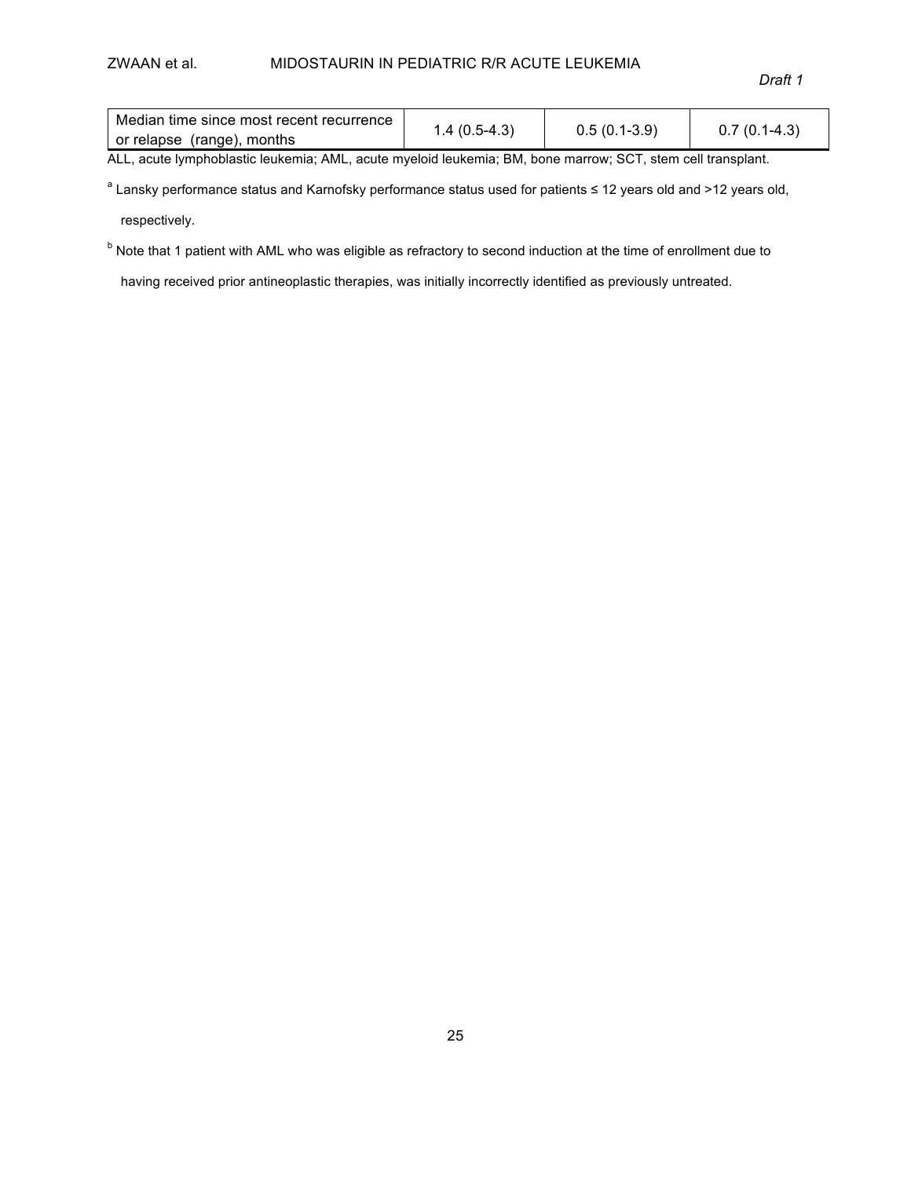| Median time since most recent recurrence or relapse (range), months | 1.4 (0.5-4.3) | 0.5 (0.1-3.9) | 0.7 (0.1-4.3) |
|---|---|---|---|

ALL, acute lymphoblastic leukemia; AML, acute myeloid leukemia; BM, bone marrow; SCT, stem cell transplant.

[a] Lansky performance status and Karnofsky performance status used for patients ≤ 12 years old and >12 years old, respectively.

[b] Note that 1 patient with AML who was eligible as refractory to second induction at the time of enrollment due to having received prior antineoplastic therapies, was initially incorrectly identified as previously untreated.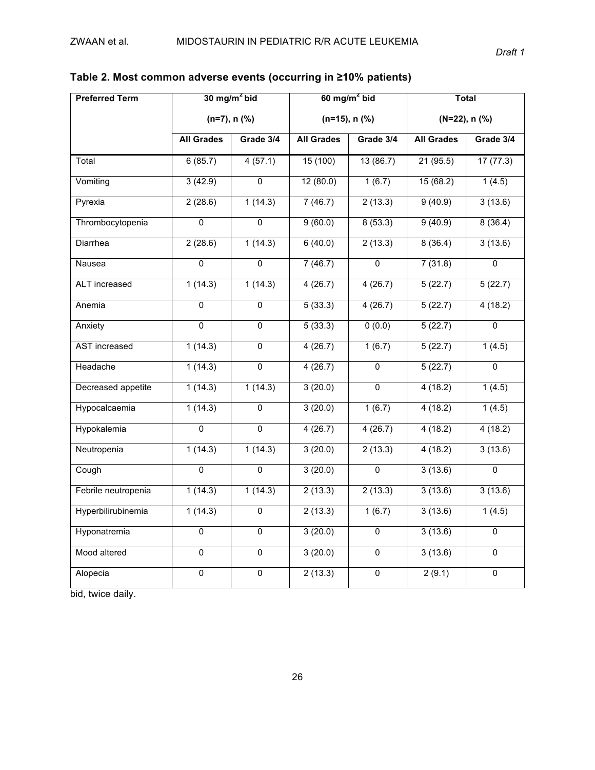**Table 2. Most common adverse events (occurring in ≥10% patients)**

| Preferred Term | 30 mg/m$^2$ bid (n=7), n (%) | | 60 mg/m$^2$ bid (n=15), n (%) | | Total (N=22), n (%) | |
|---|---|---|---|---|---|---|
| | All Grades | Grade 3/4 | All Grades | Grade 3/4 | All Grades | Grade 3/4 |
| Total | 6 (85.7) | 4 (57.1) | 15 (100) | 13 (86.7) | 21 (95.5) | 17 (77.3) |
| Vomiting | 3 (42.9) | 0 | 12 (80.0) | 1 (6.7) | 15 (68.2) | 1 (4.5) |
| Pyrexia | 2 (28.6) | 1 (14.3) | 7 (46.7) | 2 (13.3) | 9 (40.9) | 3 (13.6) |
| Thrombocytopenia | 0 | 0 | 9 (60.0) | 8 (53.3) | 9 (40.9) | 8 (36.4) |
| Diarrhea | 2 (28.6) | 1 (14.3) | 6 (40.0) | 2 (13.3) | 8 (36.4) | 3 (13.6) |
| Nausea | 0 | 0 | 7 (46.7) | 0 | 7 (31.8) | 0 |
| ALT increased | 1 (14.3) | 1 (14.3) | 4 (26.7) | 4 (26.7) | 5 (22.7) | 5 (22.7) |
| Anemia | 0 | 0 | 5 (33.3) | 4 (26.7) | 5 (22.7) | 4 (18.2) |
| Anxiety | 0 | 0 | 5 (33.3) | 0 (0.0) | 5 (22.7) | 0 |
| AST increased | 1 (14.3) | 0 | 4 (26.7) | 1 (6.7) | 5 (22.7) | 1 (4.5) |
| Headache | 1 (14.3) | 0 | 4 (26.7) | 0 | 5 (22.7) | 0 |
| Decreased appetite | 1 (14.3) | 1 (14.3) | 3 (20.0) | 0 | 4 (18.2) | 1 (4.5) |
| Hypocalcaemia | 1 (14.3) | 0 | 3 (20.0) | 1 (6.7) | 4 (18.2) | 1 (4.5) |
| Hypokalemia | 0 | 0 | 4 (26.7) | 4 (26.7) | 4 (18.2) | 4 (18.2) |
| Neutropenia | 1 (14.3) | 1 (14.3) | 3 (20.0) | 2 (13.3) | 4 (18.2) | 3 (13.6) |
| Cough | 0 | 0 | 3 (20.0) | 0 | 3 (13.6) | 0 |
| Febrile neutropenia | 1 (14.3) | 1 (14.3) | 2 (13.3) | 2 (13.3) | 3 (13.6) | 3 (13.6) |
| Hyperbilirubinemia | 1 (14.3) | 0 | 2 (13.3) | 1 (6.7) | 3 (13.6) | 1 (4.5) |
| Hyponatremia | 0 | 0 | 3 (20.0) | 0 | 3 (13.6) | 0 |
| Mood altered | 0 | 0 | 3 (20.0) | 0 | 3 (13.6) | 0 |
| Alopecia | 0 | 0 | 2 (13.3) | 0 | 2 (9.1) | 0 |

bid, twice daily.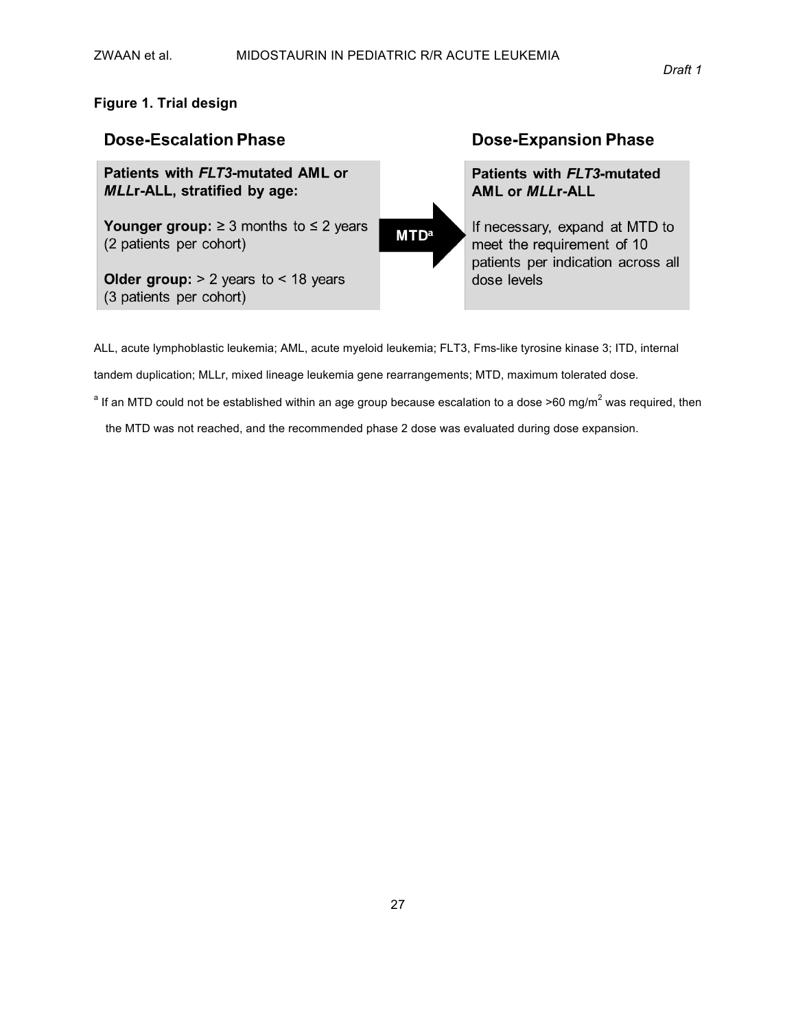**Figure 1. Trial design**

**Dose-Escalation Phase**

**Patients with *FLT3*-mutated AML or *MLL*r-ALL, stratified by age:**

**Younger group:** ≥ 3 months to ≤ 2 years (2 patients per cohort)

**Older group:** > 2 years to < 18 years (3 patients per cohort)

**MTD[a]** →

**Dose-Expansion Phase**

**Patients with *FLT3*-mutated AML or *MLL*r-ALL**

If necessary, expand at MTD to meet the requirement of 10 patients per indication across all dose levels

ALL, acute lymphoblastic leukemia; AML, acute myeloid leukemia; FLT3, Fms-like tyrosine kinase 3; ITD, internal tandem duplication; MLLr, mixed lineage leukemia gene rearrangements; MTD, maximum tolerated dose.

[a] If an MTD could not be established within an age group because escalation to a dose >60 mg/m$^2$ was required, then the MTD was not reached, and the recommended phase 2 dose was evaluated during dose expansion.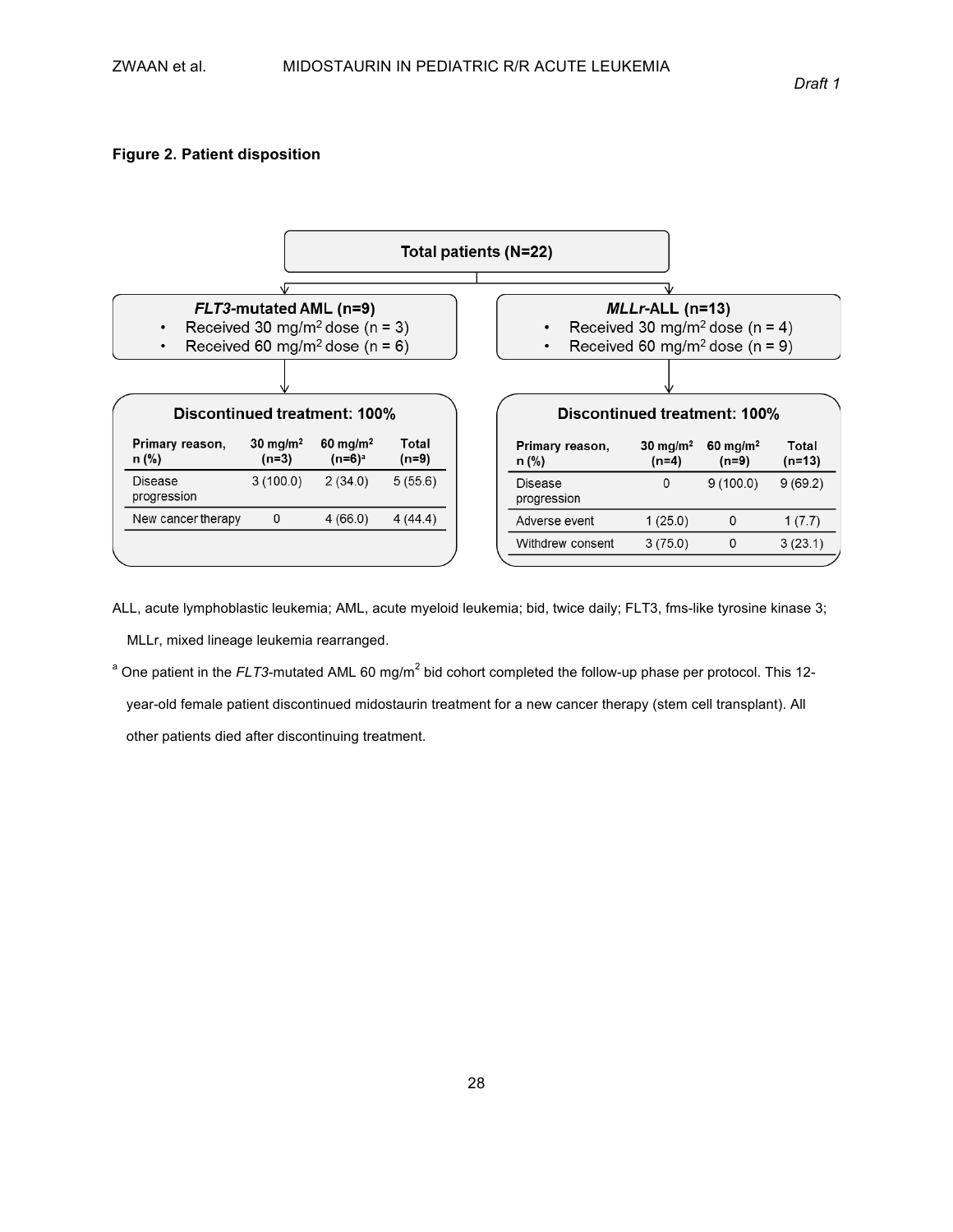**Figure 2. Patient disposition**

**Total patients (N=22)**

***FLT3*-mutated AML (n=9)**

- Received 30 mg/m$^2$ dose (n = 3)
- Received 60 mg/m$^2$ dose (n = 6)

**Discontinued treatment: 100%**

| Primary reason, n (%) | 30 mg/m$^2$ (n=3) | 60 mg/m$^2$ (n=6)[a] | Total (n=9) |
|---|---|---|---|
| Disease progression | 3 (100.0) | 2 (34.0) | 5 (55.6) |
| New cancer therapy | 0 | 4 (66.0) | 4 (44.4) |

***MLLr*-ALL (n=13)**

- Received 30 mg/m$^2$ dose (n = 4)
- Received 60 mg/m$^2$ dose (n = 9)

**Discontinued treatment: 100%**

| Primary reason, n (%) | 30 mg/m$^2$ (n=4) | 60 mg/m$^2$ (n=9) | Total (n=13) |
|---|---|---|---|
| Disease progression | 0 | 9 (100.0) | 9 (69.2) |
| Adverse event | 1 (25.0) | 0 | 1 (7.7) |
| Withdrew consent | 3 (75.0) | 0 | 3 (23.1) |

ALL, acute lymphoblastic leukemia; AML, acute myeloid leukemia; bid, twice daily; FLT3, fms-like tyrosine kinase 3; MLLr, mixed lineage leukemia rearranged.

[a] One patient in the *FLT3*-mutated AML 60 mg/m$^2$ bid cohort completed the follow-up phase per protocol. This 12-year-old female patient discontinued midostaurin treatment for a new cancer therapy (stem cell transplant). All other patients died after discontinuing treatment.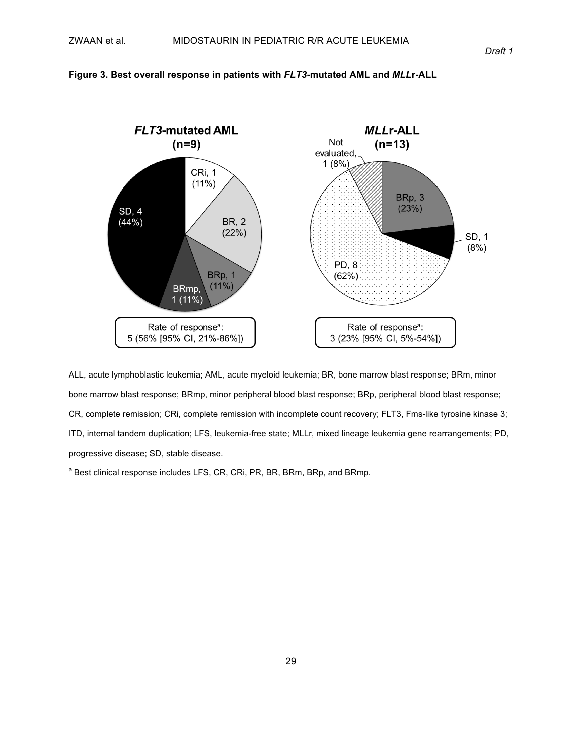**Figure 3. Best overall response in patients with *FLT3*-mutated AML and *MLL*r-ALL**

***FLT3*-mutated AML (n=9)**

CRi, 1 (11%)
BR, 2 (22%)
BRp, 1 (11%)
BRmp, 1 (11%)
SD, 4 (44%)

Rate of response[a]: 5 (56% [95% CI, 21%-86%])

***MLL*r-ALL (n=13)**

Not evaluated, 1 (8%)
BRp, 3 (23%)
SD, 1 (8%)
PD, 8 (62%)

Rate of response[a]: 3 (23% [95% CI, 5%-54%])

ALL, acute lymphoblastic leukemia; AML, acute myeloid leukemia; BR, bone marrow blast response; BRm, minor bone marrow blast response; BRmp, minor peripheral blood blast response; BRp, peripheral blood blast response; CR, complete remission; CRi, complete remission with incomplete count recovery; FLT3, Fms-like tyrosine kinase 3; ITD, internal tandem duplication; LFS, leukemia-free state; MLLr, mixed lineage leukemia gene rearrangements; PD, progressive disease; SD, stable disease.

[a] Best clinical response includes LFS, CR, CRi, PR, BR, BRm, BRp, and BRmp.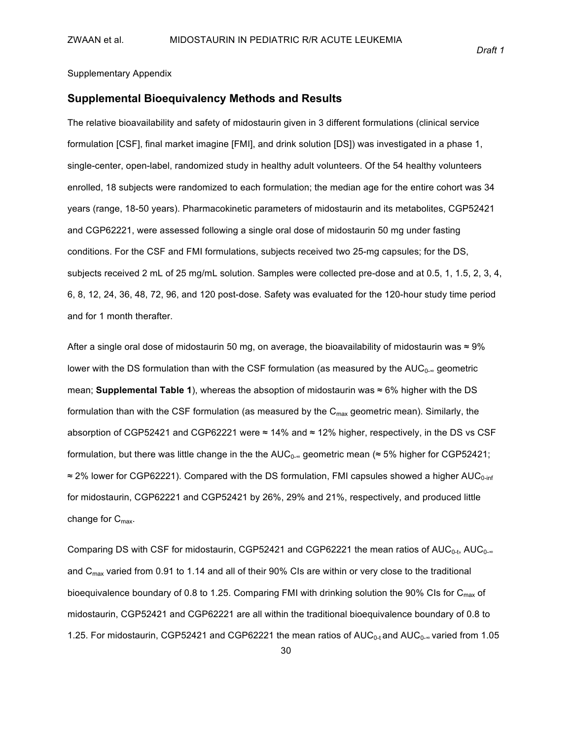Supplementary Appendix

## Supplemental Bioequivalency Methods and Results

The relative bioavailability and safety of midostaurin given in 3 different formulations (clinical service formulation [CSF], final market imagine [FMI], and drink solution [DS]) was investigated in a phase 1, single-center, open-label, randomized study in healthy adult volunteers. Of the 54 healthy volunteers enrolled, 18 subjects were randomized to each formulation; the median age for the entire cohort was 34 years (range, 18-50 years). Pharmacokinetic parameters of midostaurin and its metabolites, CGP52421 and CGP62221, were assessed following a single oral dose of midostaurin 50 mg under fasting conditions. For the CSF and FMI formulations, subjects received two 25-mg capsules; for the DS, subjects received 2 mL of 25 mg/mL solution. Samples were collected pre-dose and at 0.5, 1, 1.5, 2, 3, 4, 6, 8, 12, 24, 36, 48, 72, 96, and 120 post-dose. Safety was evaluated for the 120-hour study time period and for 1 month therafter.

After a single oral dose of midostaurin 50 mg, on average, the bioavailability of midostaurin was ≈ 9% lower with the DS formulation than with the CSF formulation (as measured by the $AUC_{0-\infty}$ geometric mean; **Supplemental Table 1**), whereas the absoption of midostaurin was ≈ 6% higher with the DS formulation than with the CSF formulation (as measured by the $C_{max}$ geometric mean). Similarly, the absorption of CGP52421 and CGP62221 were ≈ 14% and ≈ 12% higher, respectively, in the DS vs CSF formulation, but there was little change in the the $AUC_{0-\infty}$ geometric mean (≈ 5% higher for CGP52421; ≈ 2% lower for CGP62221). Compared with the DS formulation, FMI capsules showed a higher $AUC_{0-inf}$ for midostaurin, CGP62221 and CGP52421 by 26%, 29% and 21%, respectively, and produced little change for $C_{max}$.

Comparing DS with CSF for midostaurin, CGP52421 and CGP62221 the mean ratios of $AUC_{0-t}$, $AUC_{0-\infty}$ and $C_{max}$ varied from 0.91 to 1.14 and all of their 90% CIs are within or very close to the traditional bioequivalence boundary of 0.8 to 1.25. Comparing FMI with drinking solution the 90% CIs for $C_{max}$ of midostaurin, CGP52421 and CGP62221 are all within the traditional bioequivalence boundary of 0.8 to 1.25. For midostaurin, CGP52421 and CGP62221 the mean ratios of $AUC_{0-t}$ and $AUC_{0-\infty}$ varied from 1.05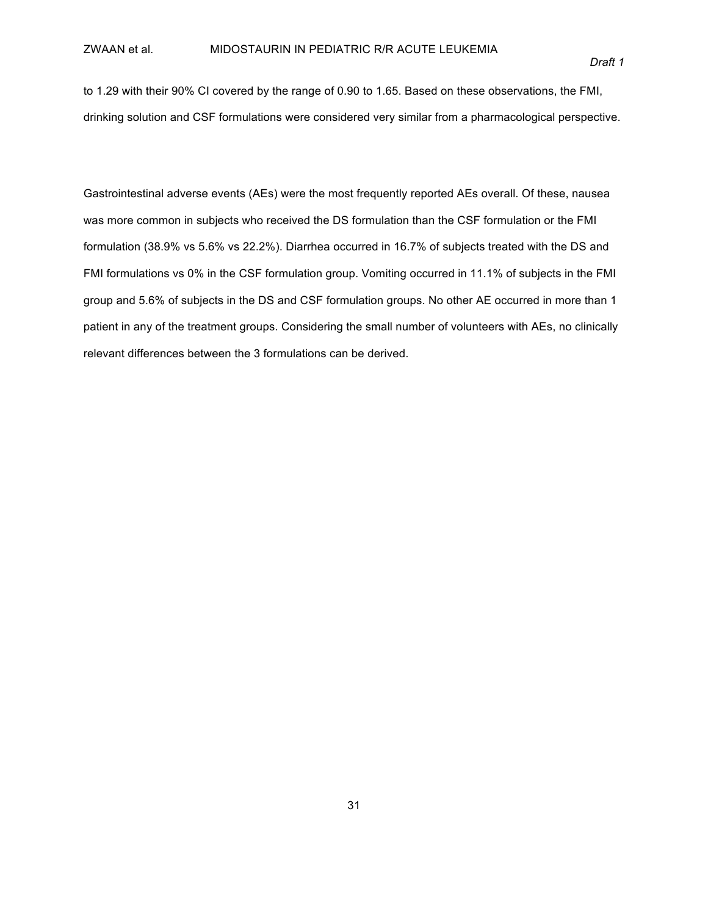to 1.29 with their 90% CI covered by the range of 0.90 to 1.65. Based on these observations, the FMI, drinking solution and CSF formulations were considered very similar from a pharmacological perspective.

Gastrointestinal adverse events (AEs) were the most frequently reported AEs overall. Of these, nausea was more common in subjects who received the DS formulation than the CSF formulation or the FMI formulation (38.9% vs 5.6% vs 22.2%). Diarrhea occurred in 16.7% of subjects treated with the DS and FMI formulations vs 0% in the CSF formulation group. Vomiting occurred in 11.1% of subjects in the FMI group and 5.6% of subjects in the DS and CSF formulation groups. No other AE occurred in more than 1 patient in any of the treatment groups. Considering the small number of volunteers with AEs, no clinically relevant differences between the 3 formulations can be derived.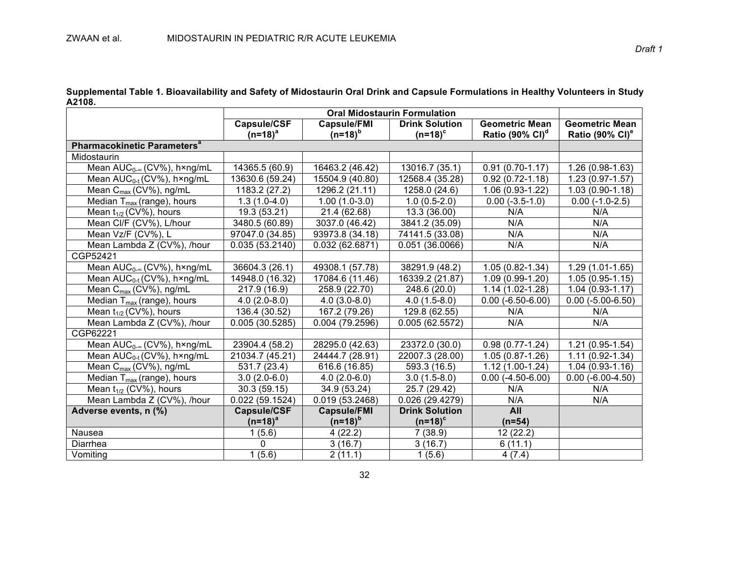**Supplemental Table 1. Bioavailability and Safety of Midostaurin Oral Drink and Capsule Formulations in Healthy Volunteers in Study A2108.**

| | Oral Midostaurin Formulation | | | | |
|---|---|---|---|---|---|
| | Capsule/CSF (n=18)[a] | Capsule/FMI (n=18)[b] | Drink Solution (n=18)[c] | Geometric Mean Ratio (90% CI)[d] | Geometric Mean Ratio (90% CI)[e] |
| **Pharmacokinetic Parameters[a]** | | | | | |
| Midostaurin | | | | | |
| Mean $AUC_{0-\infty}$ (CV%), h×ng/mL | 14365.5 (60.9) | 16463.2 (46.42) | 13016.7 (35.1) | 0.91 (0.70-1.17) | 1.26 (0.98-1.63) |
| Mean $AUC_{0-t}$ (CV%), h×ng/mL | 13630.6 (59.24) | 15504.9 (40.80) | 12568.4 (35.28) | 0.92 (0.72-1.18) | 1.23 (0.97-1.57) |
| Mean $C_{max}$ (CV%), ng/mL | 1183.2 (27.2) | 1296.2 (21.11) | 1258.0 (24.6) | 1.06 (0.93-1.22) | 1.03 (0.90-1.18) |
| Median $T_{max}$ (range), hours | 1.3 (1.0-4.0) | 1.00 (1.0-3.0) | 1.0 (0.5-2.0) | 0.00 (-3.5-1.0) | 0.00 (-1.0-2.5) |
| Mean $t_{1/2}$ (CV%), hours | 19.3 (53.21) | 21.4 (62.68) | 13.3 (36.00) | N/A | N/A |
| Mean Cl/F (CV%), L/hour | 3480.5 (60.89) | 3037.0 (46.42) | 3841.2 (35.09) | N/A | N/A |
| Mean Vz/F (CV%), L | 97047.0 (34.85) | 93973.8 (34.18) | 74141.5 (33.08) | N/A | N/A |
| Mean Lambda Z (CV%), /hour | 0.035 (53.2140) | 0.032 (62.6871) | 0.051 (36.0066) | N/A | N/A |
| CGP52421 | | | | | |
| Mean $AUC_{0-\infty}$ (CV%), h×ng/mL | 36604.3 (26.1) | 49308.1 (57.78) | 38291.9 (48.2) | 1.05 (0.82-1.34) | 1.29 (1.01-1.65) |
| Mean $AUC_{0-t}$ (CV%), h×ng/mL | 14948.0 (16.32) | 17084.6 (11.46) | 16339.2 (21.87) | 1.09 (0.99-1.20) | 1.05 (0.95-1.15) |
| Mean $C_{max}$ (CV%), ng/mL | 217.9 (16.9) | 258.9 (22.70) | 248.6 (20.0) | 1.14 (1.02-1.28) | 1.04 (0.93-1.17) |
| Median $T_{max}$ (range), hours | 4.0 (2.0-8.0) | 4.0 (3.0-8.0) | 4.0 (1.5-8.0) | 0.00 (-6.50-6.00) | 0.00 (-5.00-6.50) |
| Mean $t_{1/2}$ (CV%), hours | 136.4 (30.52) | 167.2 (79.26) | 129.8 (62.55) | N/A | N/A |
| Mean Lambda Z (CV%), /hour | 0.005 (30.5285) | 0.004 (79.2596) | 0.005 (62.5572) | N/A | N/A |
| CGP62221 | | | | | |
| Mean $AUC_{0-\infty}$ (CV%), h×ng/mL | 23904.4 (58.2) | 28295.0 (42.63) | 23372.0 (30.0) | 0.98 (0.77-1.24) | 1.21 (0.95-1.54) |
| Mean $AUC_{0-t}$ (CV%), h×ng/mL | 21034.7 (45.21) | 24444.7 (28.91) | 22007.3 (28.00) | 1.05 (0.87-1.26) | 1.11 (0.92-1.34) |
| Mean $C_{max}$ (CV%), ng/mL | 531.7 (23.4) | 616.6 (16.85) | 593.3 (16.5) | 1.12 (1.00-1.24) | 1.04 (0.93-1.16) |
| Median $T_{max}$ (range), hours | 3.0 (2.0-6.0) | 4.0 (2.0-6.0) | 3.0 (1.5-8.0) | 0.00 (-4.50-6.00) | 0.00 (-6.00-4.50) |
| Mean $t_{1/2}$ (CV%), hours | 30.3 (59.15) | 34.9 (53.24) | 25.7 (29.42) | N/A | N/A |
| Mean Lambda Z (CV%), /hour | 0.022 (59.1524) | 0.019 (53.2468) | 0.026 (29.4279) | N/A | N/A |
| **Adverse events, n (%)** | **Capsule/CSF (n=18)[a]** | **Capsule/FMI (n=18)[b]** | **Drink Solution (n=18)[c]** | **All (n=54)** | |
| Nausea | 1 (5.6) | 4 (22.2) | 7 (38.9) | 12 (22.2) | |
| Diarrhea | 0 | 3 (16.7) | 3 (16.7) | 6 (11.1) | |
| Vomiting | 1 (5.6) | 2 (11.1) | 1 (5.6) | 4 (7.4) | |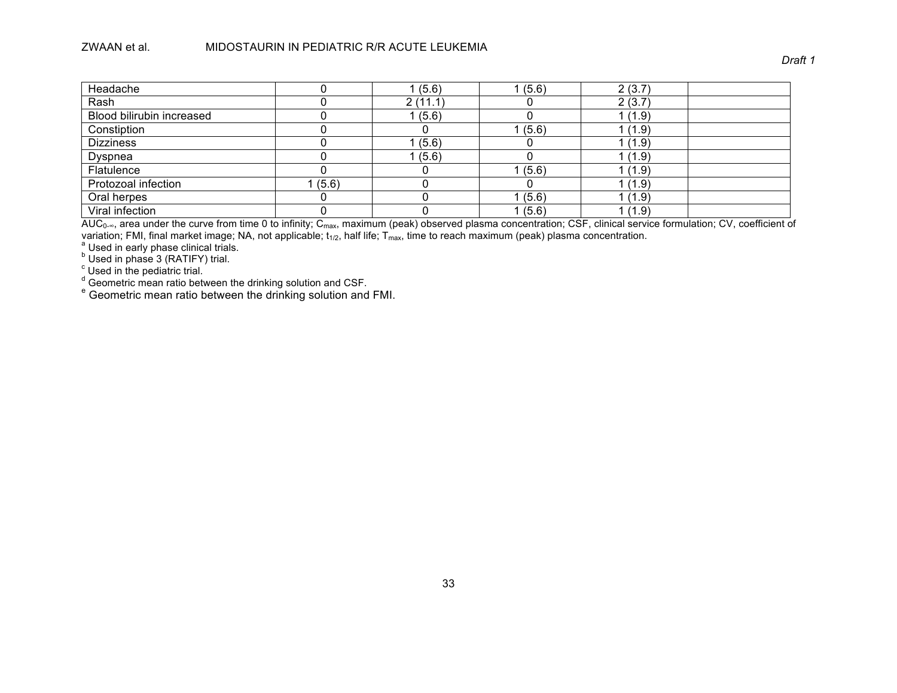| | | | | | |
|---|---|---|---|---|---|
| Headache | 0 | 1 (5.6) | 1 (5.6) | 2 (3.7) | |
| Rash | 0 | 2 (11.1) | 0 | 2 (3.7) | |
| Blood bilirubin increased | 0 | 1 (5.6) | 0 | 1 (1.9) | |
| Constiption | 0 | 0 | 1 (5.6) | 1 (1.9) | |
| Dizziness | 0 | 1 (5.6) | 0 | 1 (1.9) | |
| Dyspnea | 0 | 1 (5.6) | 0 | 1 (1.9) | |
| Flatulence | 0 | 0 | 1 (5.6) | 1 (1.9) | |
| Protozoal infection | 1 (5.6) | 0 | 0 | 1 (1.9) | |
| Oral herpes | 0 | 0 | 1 (5.6) | 1 (1.9) | |
| Viral infection | 0 | 0 | 1 (5.6) | 1 (1.9) | |

$AUC_{0-\infty}$, area under the curve from time 0 to infinity; $C_{max}$, maximum (peak) observed plasma concentration; CSF, clinical service formulation; CV, coefficient of variation; FMI, final market image; NA, not applicable; $t_{1/2}$, half life; $T_{max}$, time to reach maximum (peak) plasma concentration.

[a] Used in early phase clinical trials.

[b] Used in phase 3 (RATIFY) trial.

[c] Used in the pediatric trial.

[d] Geometric mean ratio between the drinking solution and CSF.

[e] Geometric mean ratio between the drinking solution and FMI.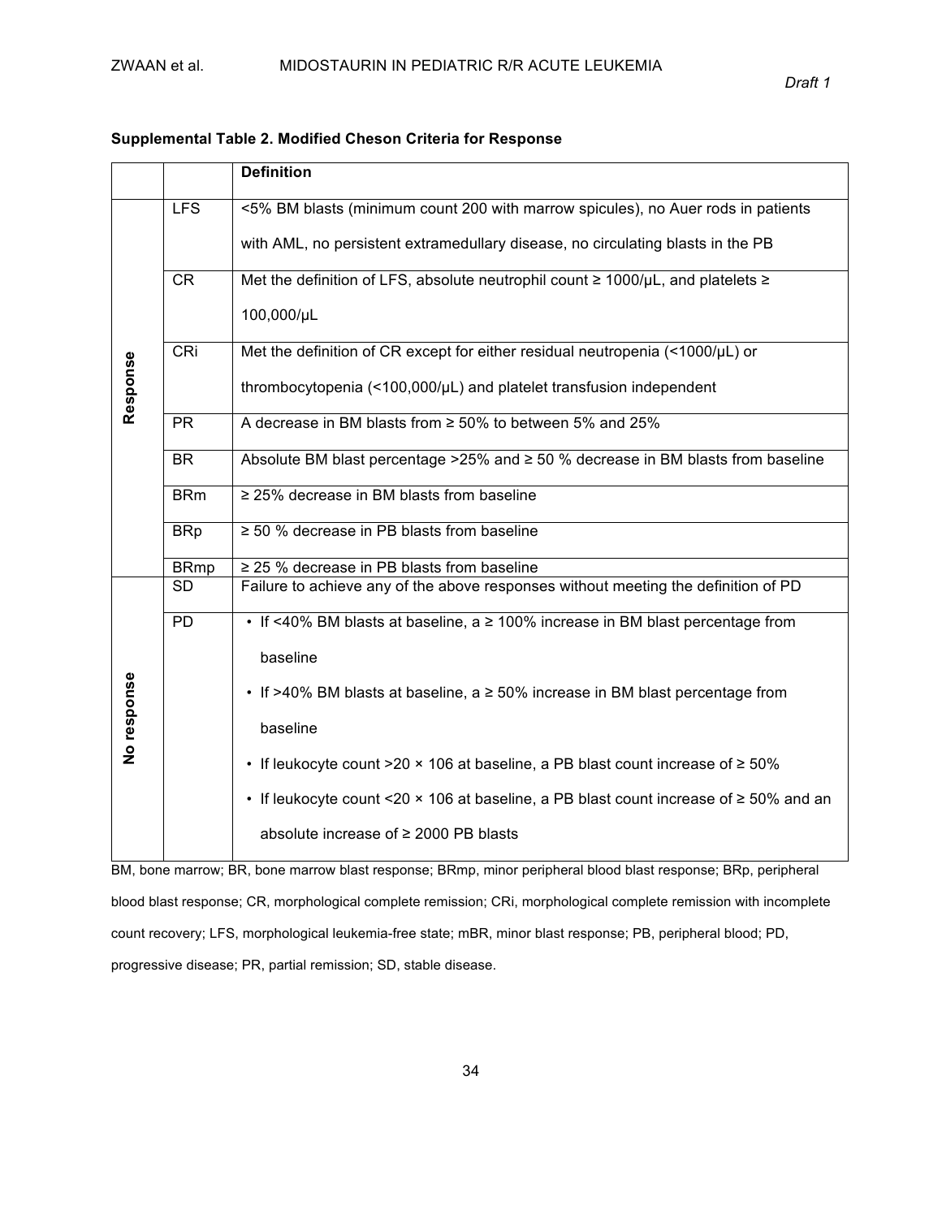**Supplemental Table 2. Modified Cheson Criteria for Response**

| | | Definition |
|---|---|---|
| Response | LFS | <5% BM blasts (minimum count 200 with marrow spicules), no Auer rods in patients with AML, no persistent extramedullary disease, no circulating blasts in the PB |
| | CR | Met the definition of LFS, absolute neutrophil count ≥ 1000/μL, and platelets ≥ 100,000/μL |
| | CRi | Met the definition of CR except for either residual neutropenia (<1000/μL) or thrombocytopenia (<100,000/μL) and platelet transfusion independent |
| | PR | A decrease in BM blasts from ≥ 50% to between 5% and 25% |
| | BR | Absolute BM blast percentage >25% and ≥ 50 % decrease in BM blasts from baseline |
| | BRm | ≥ 25% decrease in BM blasts from baseline |
| | BRp | ≥ 50 % decrease in PB blasts from baseline |
| | BRmp | ≥ 25 % decrease in PB blasts from baseline |
| No response | SD | Failure to achieve any of the above responses without meeting the definition of PD |
| | PD | • If <40% BM blasts at baseline, a ≥ 100% increase in BM blast percentage from baseline<br>• If >40% BM blasts at baseline, a ≥ 50% increase in BM blast percentage from baseline<br>• If leukocyte count >20 × 106 at baseline, a PB blast count increase of ≥ 50%<br>• If leukocyte count <20 × 106 at baseline, a PB blast count increase of ≥ 50% and an absolute increase of ≥ 2000 PB blasts |

BM, bone marrow; BR, bone marrow blast response; BRmp, minor peripheral blood blast response; BRp, peripheral blood blast response; CR, morphological complete remission; CRi, morphological complete remission with incomplete count recovery; LFS, morphological leukemia-free state; mBR, minor blast response; PB, peripheral blood; PD, progressive disease; PR, partial remission; SD, stable disease.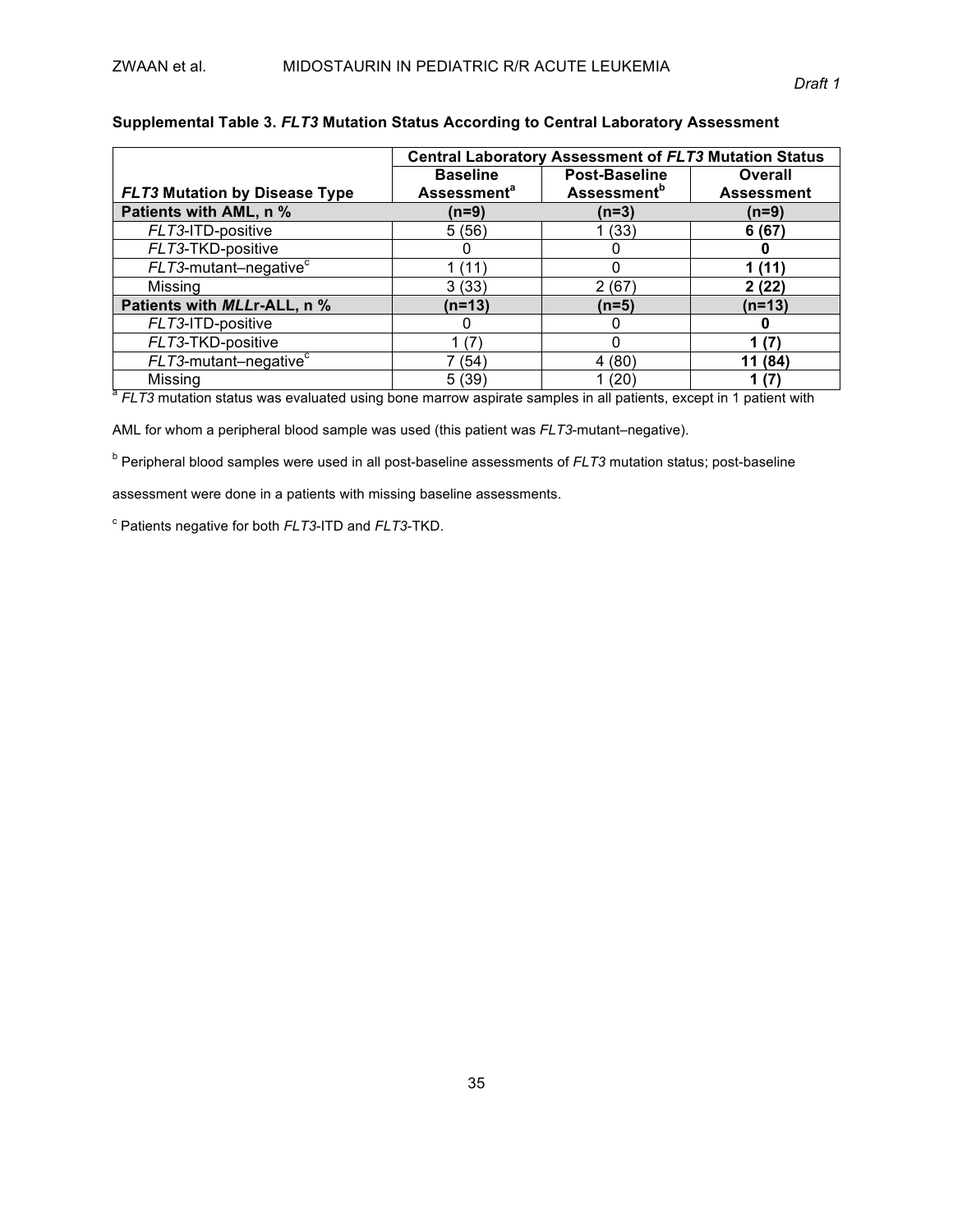**Supplemental Table 3. *FLT3* Mutation Status According to Central Laboratory Assessment**

| | Central Laboratory Assessment of *FLT3* Mutation Status | | |
|---|---|---|---|
| ***FLT3* Mutation by Disease Type** | **Baseline Assessment[a]** | **Post-Baseline Assessment[b]** | **Overall Assessment** |
| **Patients with AML, n %** | **(n=9)** | **(n=3)** | **(n=9)** |
| *FLT3*-ITD-positive | 5 (56) | 1 (33) | **6 (67)** |
| *FLT3*-TKD-positive | 0 | 0 | **0** |
| *FLT3*-mutant–negative[c] | 1 (11) | 0 | **1 (11)** |
| Missing | 3 (33) | 2 (67) | **2 (22)** |
| **Patients with *MLL*r-ALL, n %** | **(n=13)** | **(n=5)** | **(n=13)** |
| *FLT3*-ITD-positive | 0 | 0 | **0** |
| *FLT3*-TKD-positive | 1 (7) | 0 | **1 (7)** |
| *FLT3*-mutant–negative[c] | 7 (54) | 4 (80) | **11 (84)** |
| Missing | 5 (39) | 1 (20) | **1 (7)** |

[a] *FLT3* mutation status was evaluated using bone marrow aspirate samples in all patients, except in 1 patient with AML for whom a peripheral blood sample was used (this patient was *FLT3*-mutant–negative).

[b] Peripheral blood samples were used in all post-baseline assessments of *FLT3* mutation status; post-baseline assessment were done in a patients with missing baseline assessments.

[c] Patients negative for both *FLT3*-ITD and *FLT3*-TKD.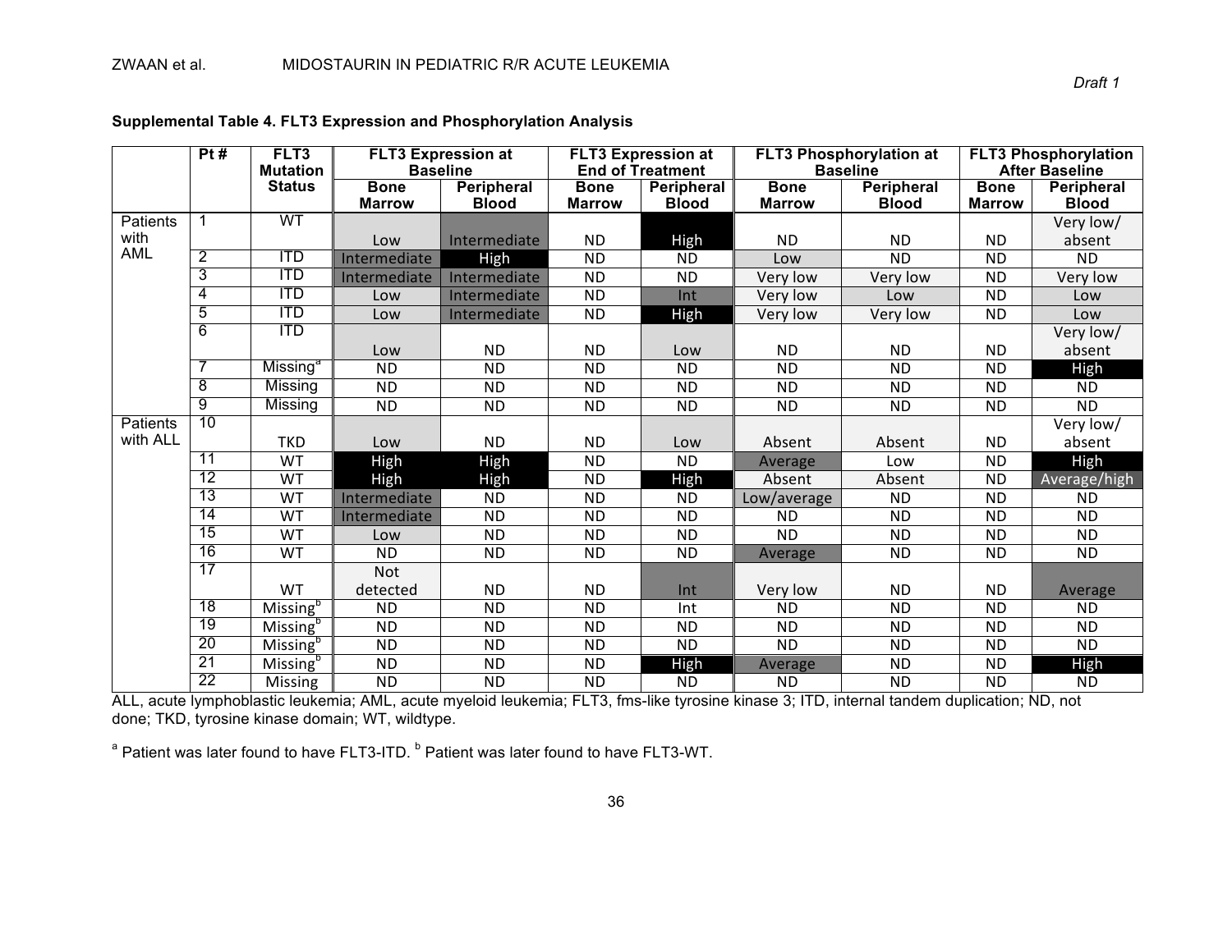**Supplemental Table 4. FLT3 Expression and Phosphorylation Analysis**

| | Pt # | FLT3 Mutation Status | FLT3 Expression at Baseline | | FLT3 Expression at End of Treatment | | FLT3 Phosphorylation at Baseline | | FLT3 Phosphorylation After Baseline | |
|---|---|---|---|---|---|---|---|---|---|---|
| | | | Bone Marrow | Peripheral Blood | Bone Marrow | Peripheral Blood | Bone Marrow | Peripheral Blood | Bone Marrow | Peripheral Blood |
| Patients with AML | 1 | WT | Low | Intermediate | ND | High | ND | ND | ND | Very low/ absent |
| | 2 | ITD | Intermediate | High | ND | ND | Low | ND | ND | ND |
| | 3 | ITD | Intermediate | Intermediate | ND | ND | Very low | Very low | ND | Very low |
| | 4 | ITD | Low | Intermediate | ND | Int | Very low | Low | ND | Low |
| | 5 | ITD | Low | Intermediate | ND | High | Very low | Very low | ND | Low |
| | 6 | ITD | Low | ND | ND | Low | ND | ND | ND | Very low/ absent |
| | 7 | Missing[a] | ND | ND | ND | ND | ND | ND | ND | High |
| | 8 | Missing | ND | ND | ND | ND | ND | ND | ND | ND |
| | 9 | Missing | ND | ND | ND | ND | ND | ND | ND | ND |
| Patients with ALL | 10 | TKD | Low | ND | ND | Low | Absent | Absent | ND | Very low/ absent |
| | 11 | WT | High | High | ND | ND | Average | Low | ND | High |
| | 12 | WT | High | High | ND | High | Absent | Absent | ND | Average/high |
| | 13 | WT | Intermediate | ND | ND | ND | Low/average | ND | ND | ND |
| | 14 | WT | Intermediate | ND | ND | ND | ND | ND | ND | ND |
| | 15 | WT | Low | ND | ND | ND | ND | ND | ND | ND |
| | 16 | WT | ND | ND | ND | ND | Average | ND | ND | ND |
| | 17 | WT | Not detected | ND | ND | Int | Very low | ND | ND | Average |
| | 18 | Missing[b] | ND | ND | ND | Int | ND | ND | ND | ND |
| | 19 | Missing[b] | ND | ND | ND | ND | ND | ND | ND | ND |
| | 20 | Missing[b] | ND | ND | ND | ND | ND | ND | ND | ND |
| | 21 | Missing[b] | ND | ND | ND | High | Average | ND | ND | High |
| | 22 | Missing | ND | ND | ND | ND | ND | ND | ND | ND |

ALL, acute lymphoblastic leukemia; AML, acute myeloid leukemia; FLT3, fms-like tyrosine kinase 3; ITD, internal tandem duplication; ND, not done; TKD, tyrosine kinase domain; WT, wildtype.

[a] Patient was later found to have FLT3-ITD. [b] Patient was later found to have FLT3-WT.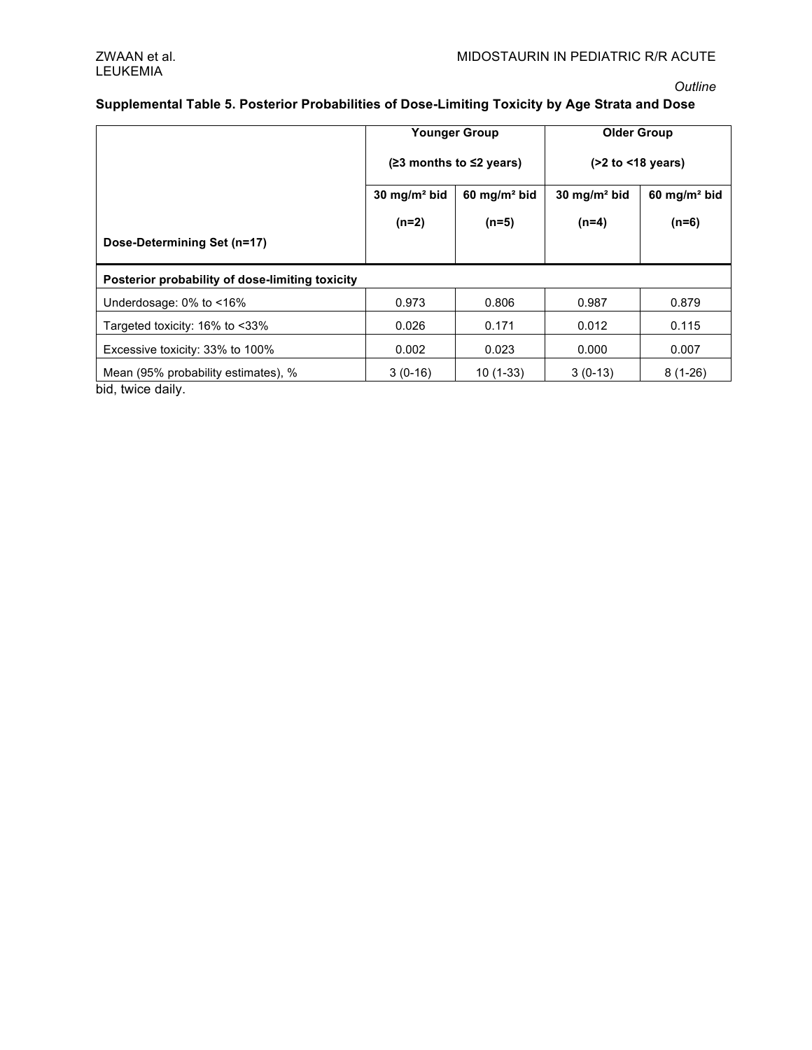*Outline*

**Supplemental Table 5. Posterior Probabilities of Dose-Limiting Toxicity by Age Strata and Dose**

| | Younger Group (≥3 months to ≤2 years) | | Older Group (>2 to <18 years) | |
|---|---|---|---|---|
| **Dose-Determining Set (n=17)** | **30 mg/m² bid (n=2)** | **60 mg/m² bid (n=5)** | **30 mg/m² bid (n=4)** | **60 mg/m² bid (n=6)** |
| **Posterior probability of dose-limiting toxicity** | | | | |
| Underdosage: 0% to <16% | 0.973 | 0.806 | 0.987 | 0.879 |
| Targeted toxicity: 16% to <33% | 0.026 | 0.171 | 0.012 | 0.115 |
| Excessive toxicity: 33% to 100% | 0.002 | 0.023 | 0.000 | 0.007 |
| Mean (95% probability estimates), % | 3 (0-16) | 10 (1-33) | 3 (0-13) | 8 (1-26) |

bid, twice daily.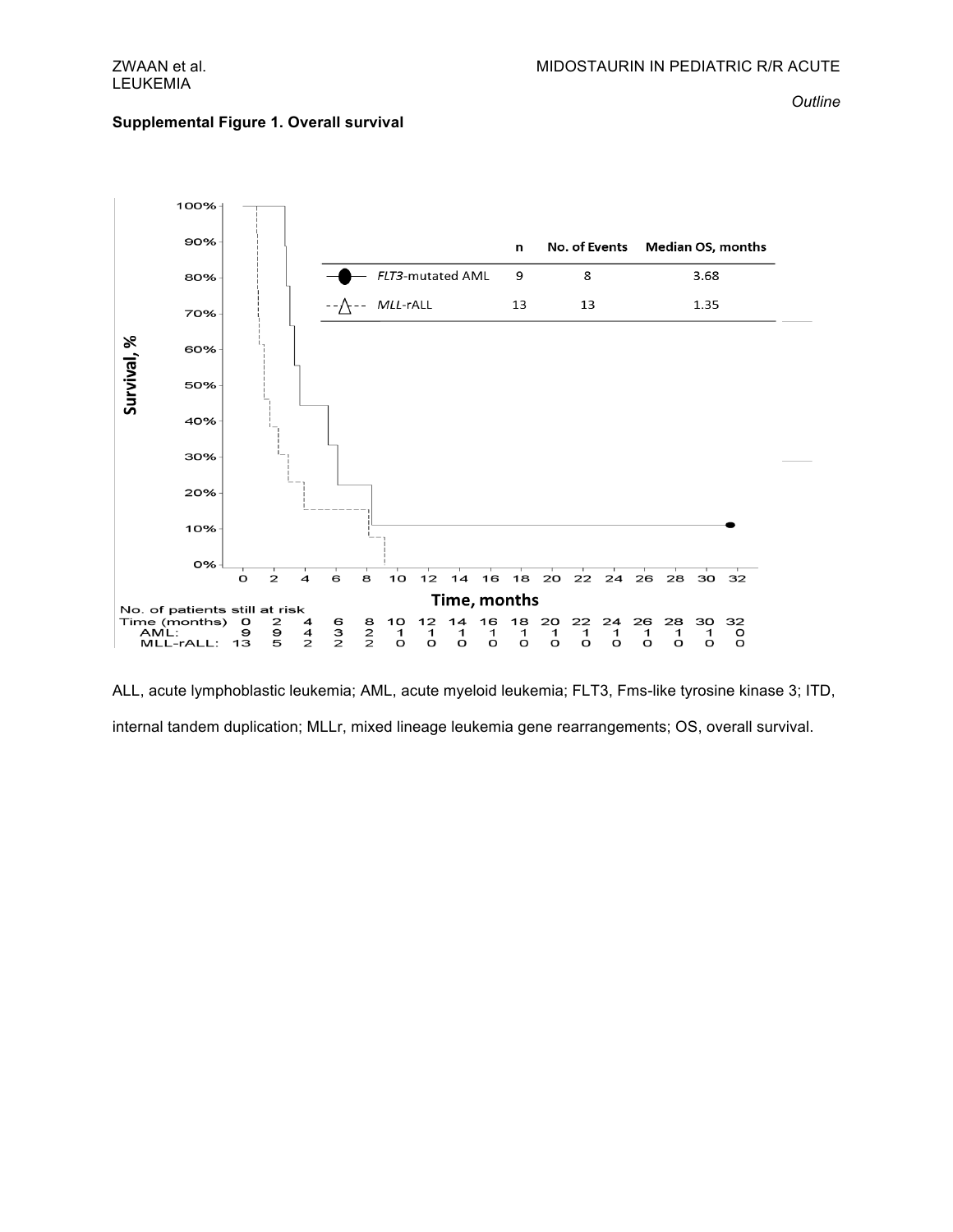**Supplemental Figure 1. Overall survival**

| | n | No. of Events | Median OS, months |
|---|---|---|---|
| *FLT3*-mutated AML | 9 | 8 | 3.68 |
| *MLL*-rALL | 13 | 13 | 1.35 |

No. of patients still at risk

| Time (months) | 0 | 2 | 4 | 6 | 8 | 10 | 12 | 14 | 16 | 18 | 20 | 22 | 24 | 26 | 28 | 30 | 32 |
|---|---|---|---|---|---|---|---|---|---|---|---|---|---|---|---|---|---|
| AML: | 9 | 9 | 4 | 3 | 2 | 1 | 1 | 1 | 1 | 1 | 1 | 1 | 1 | 1 | 1 | 1 | 0 |
| MLL-rALL: | 13 | 5 | 2 | 2 | 2 | 0 | 0 | 0 | 0 | 0 | 0 | 0 | 0 | 0 | 0 | 0 | 0 |

ALL, acute lymphoblastic leukemia; AML, acute myeloid leukemia; FLT3, Fms-like tyrosine kinase 3; ITD, internal tandem duplication; MLLr, mixed lineage leukemia gene rearrangements; OS, overall survival.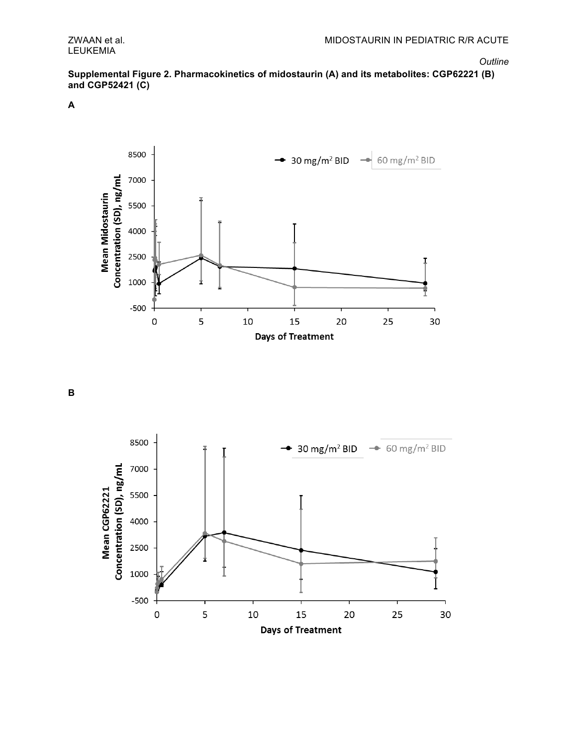*Outline*

**Supplemental Figure 2. Pharmacokinetics of midostaurin (A) and its metabolites: CGP62221 (B) and CGP52421 (C)**

**A**

**B**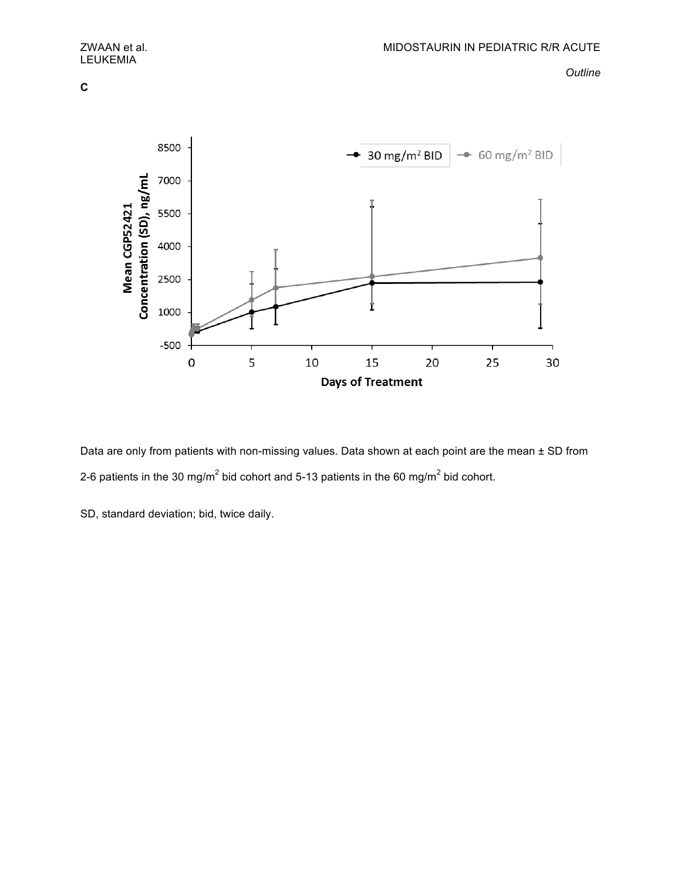C

30 mg/m² BID
60 mg/m² BID

8500
7000
5500
4000
2500
1000
-500

Mean CGP52421 Concentration (SD), ng/mL

0
5
10
15
20
25
30

Days of Treatment

Data are only from patients with non-missing values. Data shown at each point are the mean ± SD from 2-6 patients in the 30 mg/m$^2$ bid cohort and 5-13 patients in the 60 mg/m$^2$ bid cohort.

SD, standard deviation; bid, twice daily.